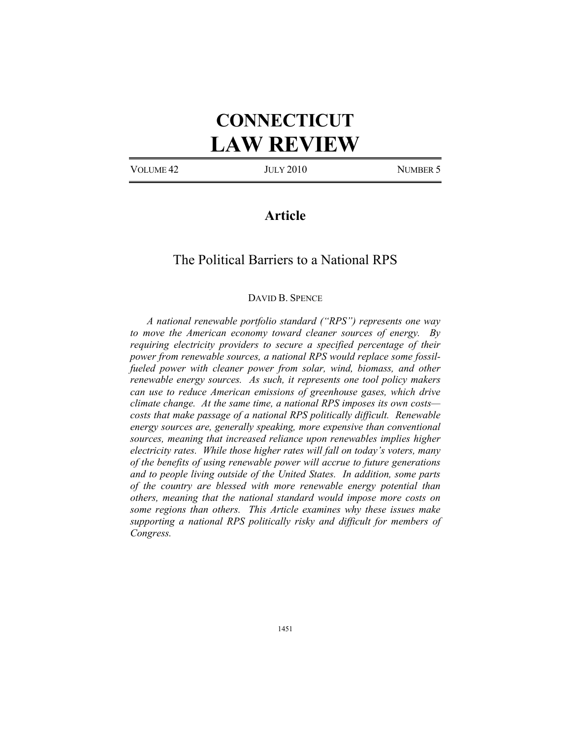# CONNECTICUT LAW REVIEW

VOLUME 42 JULY 2010 NUMBER 5

## Article

## The Political Barriers to a National RPS

DAVID B. SPENCE

*A national renewable portfolio standard ("RPS") represents one way to move the American economy toward cleaner sources of energy. By requiring electricity providers to secure a specified percentage of their power from renewable sources, a national RPS would replace some fossil-fueled power with cleaner power from solar, wind, biomass, and other renewable energy sources. As such, it represents one tool policy makers can use to reduce American emissions of greenhouse gases, which drive climate change. At the same time, a national RPS imposes its own costs—costs that make passage of a national RPS politically difficult. Renewable energy sources are, generally speaking, more expensive than conventional sources, meaning that increased reliance upon renewables implies higher electricity rates. While those higher rates will fall on today's voters, many of the benefits of using renewable power will accrue to future generations and to people living outside of the United States. In addition, some parts of the country are blessed with more renewable energy potential than others, meaning that the national standard would impose more costs on some regions than others. This Article examines why these issues make supporting a national RPS politically risky and difficult for members of Congress.*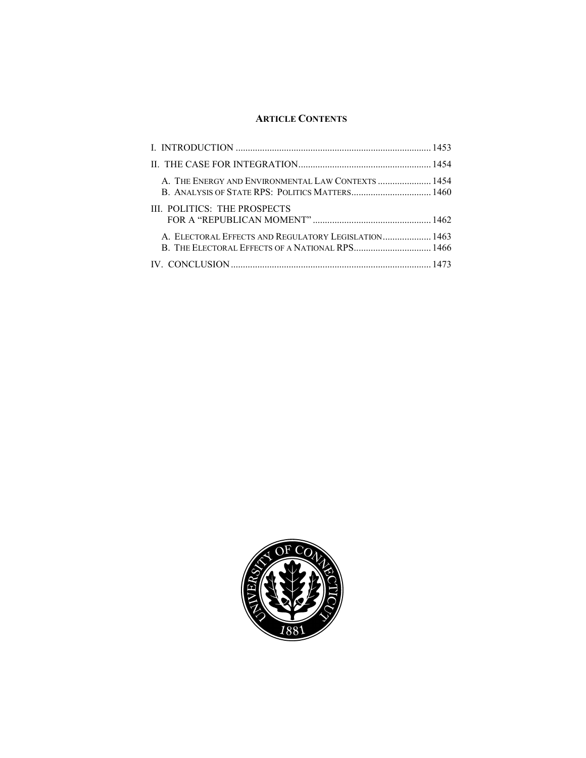**ARTICLE CONTENTS**

I. INTRODUCTION ................................................................................ 1453

II. THE CASE FOR INTEGRATION....................................................... 1454

- A. THE ENERGY AND ENVIRONMENTAL LAW CONTEXTS ...................... 1454
- B. ANALYSIS OF STATE RPS: POLITICS MATTERS................................. 1460

III. POLITICS: THE PROSPECTS FOR A "REPUBLICAN MOMENT" ................................................. 1462

- A. ELECTORAL EFFECTS AND REGULATORY LEGISLATION.................... 1463
- B. THE ELECTORAL EFFECTS OF A NATIONAL RPS................................ 1466

IV. CONCLUSION................................................................................... 1473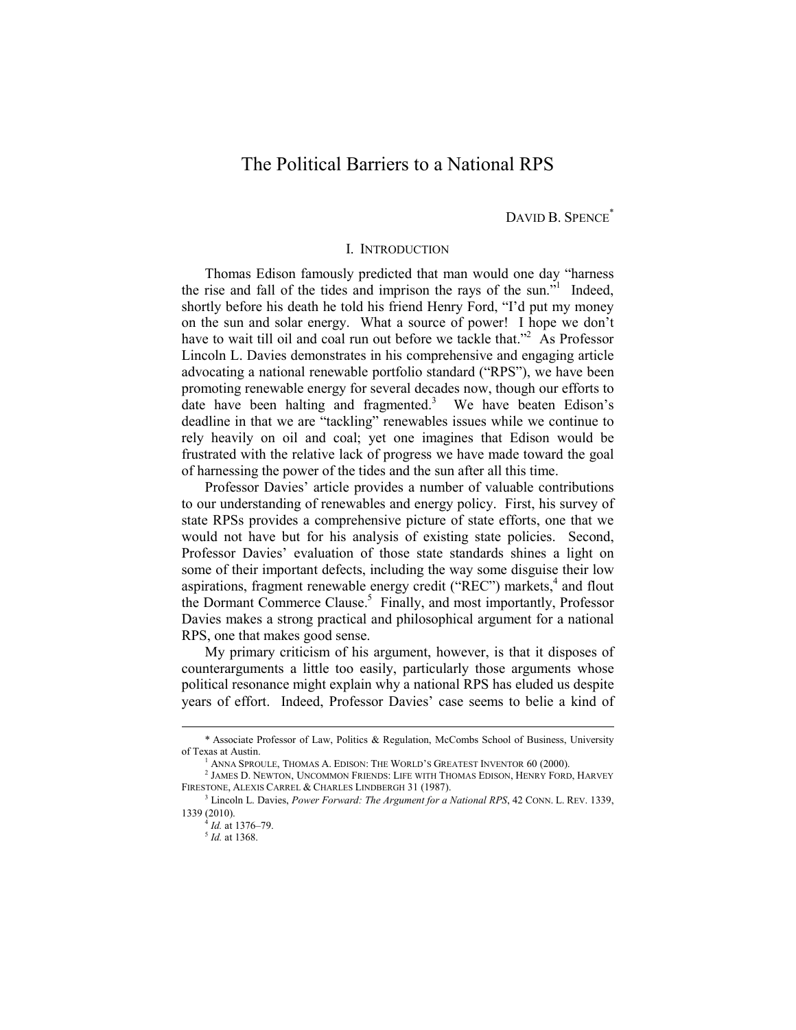# The Political Barriers to a National RPS

DAVID B. SPENCE*

## I. INTRODUCTION

Thomas Edison famously predicted that man would one day "harness the rise and fall of the tides and imprison the rays of the sun."[1] Indeed, shortly before his death he told his friend Henry Ford, "I'd put my money on the sun and solar energy. What a source of power! I hope we don't have to wait till oil and coal run out before we tackle that."[2] As Professor Lincoln L. Davies demonstrates in his comprehensive and engaging article advocating a national renewable portfolio standard ("RPS"), we have been promoting renewable energy for several decades now, though our efforts to date have been halting and fragmented.[3] We have beaten Edison's deadline in that we are "tackling" renewables issues while we continue to rely heavily on oil and coal; yet one imagines that Edison would be frustrated with the relative lack of progress we have made toward the goal of harnessing the power of the tides and the sun after all this time.

Professor Davies' article provides a number of valuable contributions to our understanding of renewables and energy policy. First, his survey of state RPSs provides a comprehensive picture of state efforts, one that we would not have but for his analysis of existing state policies. Second, Professor Davies' evaluation of those state standards shines a light on some of their important defects, including the way some disguise their low aspirations, fragment renewable energy credit ("REC") markets,[4] and flout the Dormant Commerce Clause.[5] Finally, and most importantly, Professor Davies makes a strong practical and philosophical argument for a national RPS, one that makes good sense.

My primary criticism of his argument, however, is that it disposes of counterarguments a little too easily, particularly those arguments whose political resonance might explain why a national RPS has eluded us despite years of effort. Indeed, Professor Davies' case seems to belie a kind of

---

\* Associate Professor of Law, Politics & Regulation, McCombs School of Business, University of Texas at Austin.

[1] ANNA SPROULE, THOMAS A. EDISON: THE WORLD'S GREATEST INVENTOR 60 (2000).

[2] JAMES D. NEWTON, UNCOMMON FRIENDS: LIFE WITH THOMAS EDISON, HENRY FORD, HARVEY FIRESTONE, ALEXIS CARREL & CHARLES LINDBERGH 31 (1987).

[3] Lincoln L. Davies, *Power Forward: The Argument for a National RPS*, 42 CONN. L. REV. 1339, 1339 (2010).

[4] *Id.* at 1376–79.

[5] *Id.* at 1368.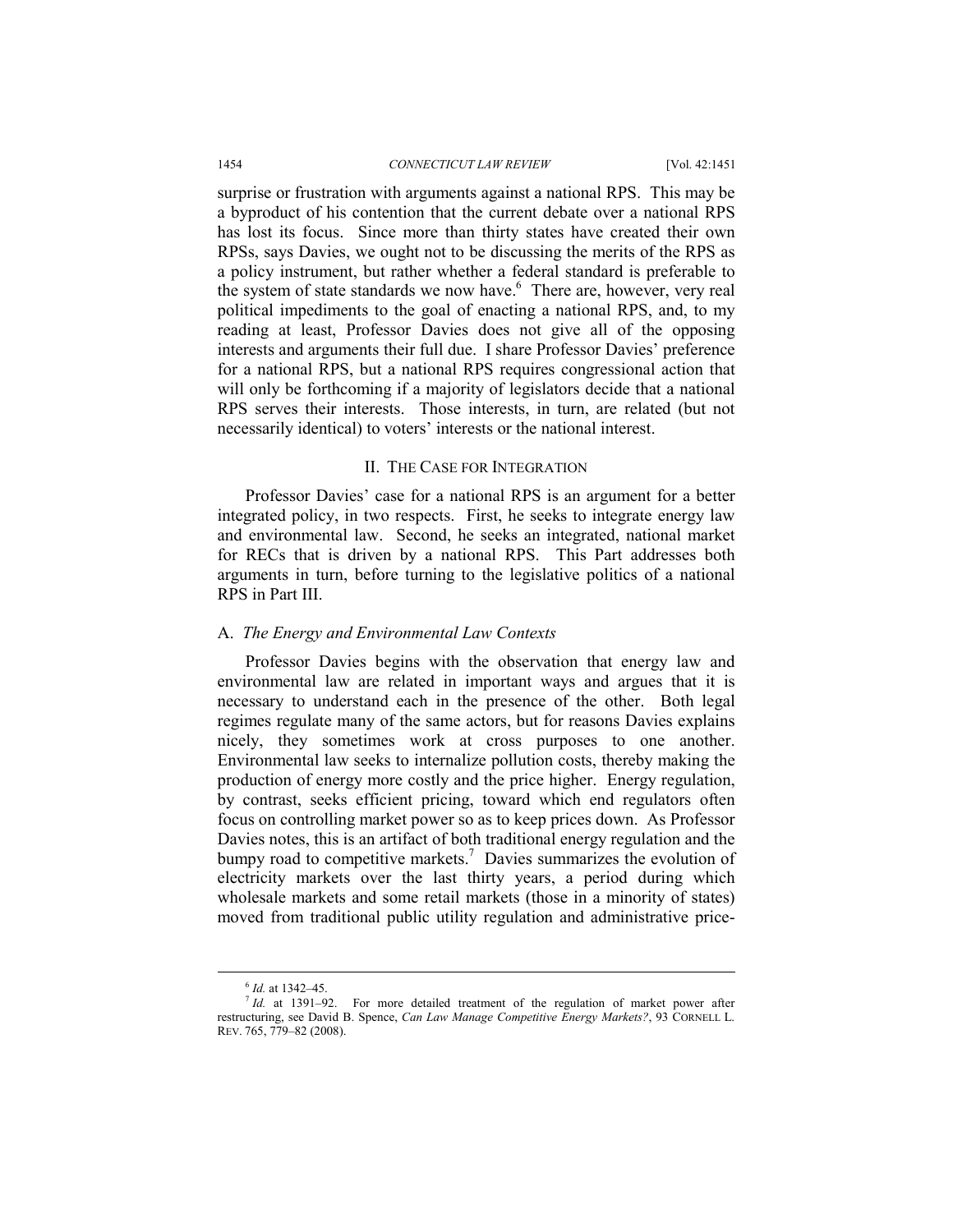surprise or frustration with arguments against a national RPS. This may be a byproduct of his contention that the current debate over a national RPS has lost its focus. Since more than thirty states have created their own RPSs, says Davies, we ought not to be discussing the merits of the RPS as a policy instrument, but rather whether a federal standard is preferable to the system of state standards we now have.[6] There are, however, very real political impediments to the goal of enacting a national RPS, and, to my reading at least, Professor Davies does not give all of the opposing interests and arguments their full due. I share Professor Davies' preference for a national RPS, but a national RPS requires congressional action that will only be forthcoming if a majority of legislators decide that a national RPS serves their interests. Those interests, in turn, are related (but not necessarily identical) to voters' interests or the national interest.

## II. THE CASE FOR INTEGRATION

Professor Davies' case for a national RPS is an argument for a better integrated policy, in two respects. First, he seeks to integrate energy law and environmental law. Second, he seeks an integrated, national market for RECs that is driven by a national RPS. This Part addresses both arguments in turn, before turning to the legislative politics of a national RPS in Part III.

### A. *The Energy and Environmental Law Contexts*

Professor Davies begins with the observation that energy law and environmental law are related in important ways and argues that it is necessary to understand each in the presence of the other. Both legal regimes regulate many of the same actors, but for reasons Davies explains nicely, they sometimes work at cross purposes to one another. Environmental law seeks to internalize pollution costs, thereby making the production of energy more costly and the price higher. Energy regulation, by contrast, seeks efficient pricing, toward which end regulators often focus on controlling market power so as to keep prices down. As Professor Davies notes, this is an artifact of both traditional energy regulation and the bumpy road to competitive markets.[7] Davies summarizes the evolution of electricity markets over the last thirty years, a period during which wholesale markets and some retail markets (those in a minority of states) moved from traditional public utility regulation and administrative price-

---

[6] *Id.* at 1342–45.

[7] *Id.* at 1391–92. For more detailed treatment of the regulation of market power after restructuring, see David B. Spence, *Can Law Manage Competitive Energy Markets?*, 93 CORNELL L. REV. 765, 779–82 (2008).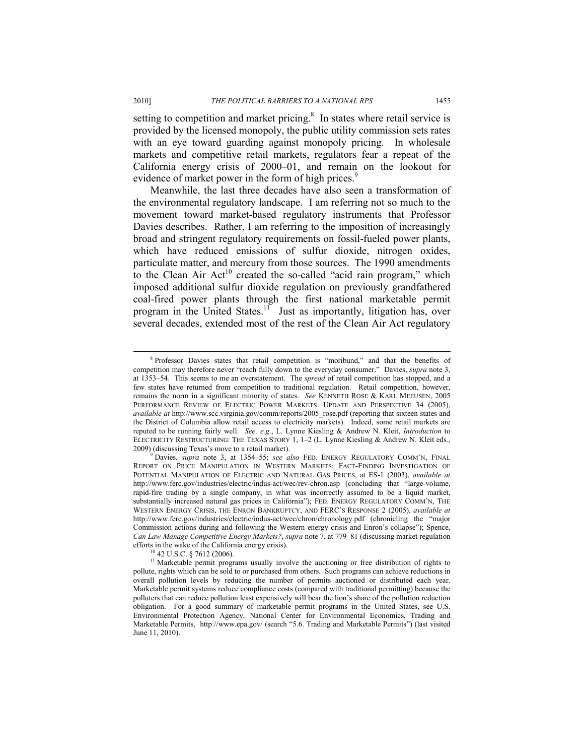setting to competition and market pricing.[8] In states where retail service is provided by the licensed monopoly, the public utility commission sets rates with an eye toward guarding against monopoly pricing. In wholesale markets and competitive retail markets, regulators fear a repeat of the California energy crisis of 2000–01, and remain on the lookout for evidence of market power in the form of high prices.[9]

Meanwhile, the last three decades have also seen a transformation of the environmental regulatory landscape. I am referring not so much to the movement toward market-based regulatory instruments that Professor Davies describes. Rather, I am referring to the imposition of increasingly broad and stringent regulatory requirements on fossil-fueled power plants, which have reduced emissions of sulfur dioxide, nitrogen oxides, particulate matter, and mercury from those sources. The 1990 amendments to the Clean Air Act[10] created the so-called "acid rain program," which imposed additional sulfur dioxide regulation on previously grandfathered coal-fired power plants through the first national marketable permit program in the United States.[11] Just as importantly, litigation has, over several decades, extended most of the rest of the Clean Air Act regulatory

---

[8] Professor Davies states that retail competition is "moribund," and that the benefits of competition may therefore never "reach fully down to the everyday consumer." Davies, *supra* note 3, at 1353–54. This seems to me an overstatement. The *spread* of retail competition has stopped, and a few states have returned from competition to traditional regulation. Retail competition, however, remains the norm in a significant minority of states. *See* KENNETH ROSE & KARL MEEUSEN, 2005 PERFORMANCE REVIEW OF ELECTRIC POWER MARKETS: UPDATE AND PERSPECTIVE 34 (2005), *available at* http://www.scc.virginia.gov/comm/reports/2005_rose.pdf (reporting that sixteen states and the District of Columbia allow retail access to electricity markets). Indeed, some retail markets are reputed to be running fairly well. *See, e.g.*, L. Lynne Kiesling & Andrew N. Kleit, *Introduction* to ELECTRICITY RESTRUCTURING: THE TEXAS STORY 1, 1–2 (L. Lynne Kiesling & Andrew N. Kleit eds., 2009) (discussing Texas's move to a retail market).

[9] Davies, *supra* note 3, at 1354–55; *see also* FED. ENERGY REGULATORY COMM'N, FINAL REPORT ON PRICE MANIPULATION IN WESTERN MARKETS: FACT-FINDING INVESTIGATION OF POTENTIAL MANIPULATION OF ELECTRIC AND NATURAL GAS PRICES, at ES-1 (2003), *available at* http://www.ferc.gov/industries/electric/indus-act/wec/rev-chron.asp (concluding that "large-volume, rapid-fire trading by a single company, in what was incorrectly assumed to be a liquid market, substantially increased natural gas prices in California"); FED. ENERGY REGULATORY COMM'N, THE WESTERN ENERGY CRISIS, THE ENRON BANKRUPTCY, AND FERC'S RESPONSE 2 (2005), *available at* http://www.ferc.gov/industries/electric/indus-act/wec/chron/chronology.pdf (chronicling the "major Commission actions during and following the Western energy crisis and Enron's collapse"); Spence, *Can Law Manage Competitive Energy Markets?*, *supra* note 7, at 779–81 (discussing market regulation efforts in the wake of the California energy crisis).

[10] 42 U.S.C. § 7612 (2006).

[11] Marketable permit programs usually involve the auctioning or free distribution of rights to pollute, rights which can be sold to or purchased from others. Such programs can achieve reductions in overall pollution levels by reducing the number of permits auctioned or distributed each year. Marketable permit systems reduce compliance costs (compared with traditional permitting) because the polluters that can reduce pollution least expensively will bear the lion's share of the pollution reduction obligation. For a good summary of marketable permit programs in the United States, see U.S. Environmental Protection Agency, National Center for Environmental Economics, Trading and Marketable Permits, http://www.epa.gov/ (search "5.6. Trading and Marketable Permits") (last visited June 11, 2010).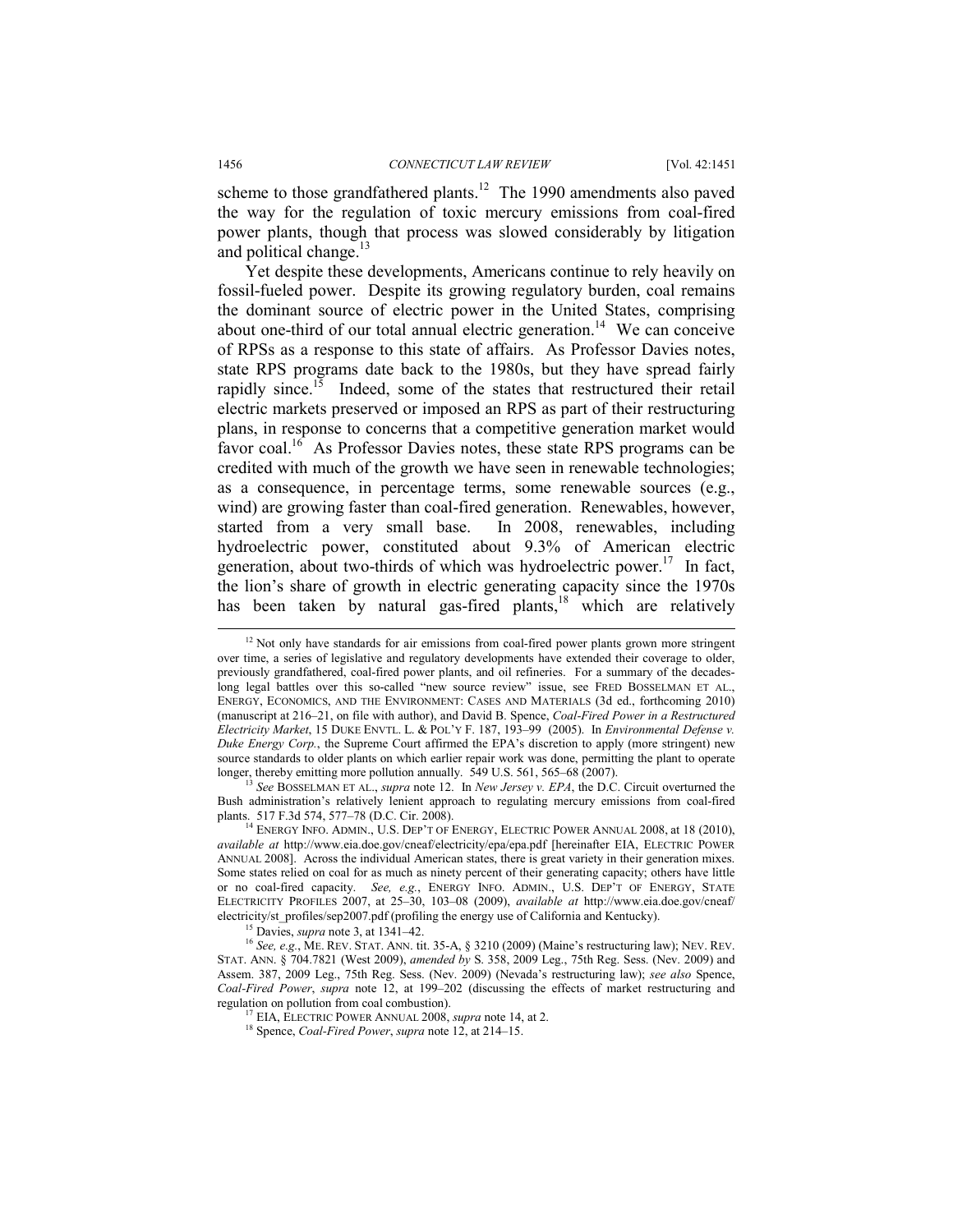scheme to those grandfathered plants.[12] The 1990 amendments also paved the way for the regulation of toxic mercury emissions from coal-fired power plants, though that process was slowed considerably by litigation and political change.[13]

Yet despite these developments, Americans continue to rely heavily on fossil-fueled power. Despite its growing regulatory burden, coal remains the dominant source of electric power in the United States, comprising about one-third of our total annual electric generation.[14] We can conceive of RPSs as a response to this state of affairs. As Professor Davies notes, state RPS programs date back to the 1980s, but they have spread fairly rapidly since.[15] Indeed, some of the states that restructured their retail electric markets preserved or imposed an RPS as part of their restructuring plans, in response to concerns that a competitive generation market would favor coal.[16] As Professor Davies notes, these state RPS programs can be credited with much of the growth we have seen in renewable technologies; as a consequence, in percentage terms, some renewable sources (e.g., wind) are growing faster than coal-fired generation. Renewables, however, started from a very small base. In 2008, renewables, including hydroelectric power, constituted about 9.3% of American electric generation, about two-thirds of which was hydroelectric power.[17] In fact, the lion's share of growth in electric generating capacity since the 1970s has been taken by natural gas-fired plants,[18] which are relatively

---

[12] Not only have standards for air emissions from coal-fired power plants grown more stringent over time, a series of legislative and regulatory developments have extended their coverage to older, previously grandfathered, coal-fired power plants, and oil refineries. For a summary of the decades-long legal battles over this so-called "new source review" issue, see FRED BOSSELMAN ET AL., ENERGY, ECONOMICS, AND THE ENVIRONMENT: CASES AND MATERIALS (3d ed., forthcoming 2010) (manuscript at 216–21, on file with author), and David B. Spence, *Coal-Fired Power in a Restructured Electricity Market*, 15 DUKE ENVTL. L. & POL'Y F. 187, 193–99 (2005). In *Environmental Defense v. Duke Energy Corp.*, the Supreme Court affirmed the EPA's discretion to apply (more stringent) new source standards to older plants on which earlier repair work was done, permitting the plant to operate longer, thereby emitting more pollution annually. 549 U.S. 561, 565–68 (2007).

[13] *See* BOSSELMAN ET AL., *supra* note 12. In *New Jersey v. EPA*, the D.C. Circuit overturned the Bush administration's relatively lenient approach to regulating mercury emissions from coal-fired plants. 517 F.3d 574, 577–78 (D.C. Cir. 2008).

[14] ENERGY INFO. ADMIN., U.S. DEP'T OF ENERGY, ELECTRIC POWER ANNUAL 2008, at 18 (2010), *available at* http://www.eia.doe.gov/cneaf/electricity/epa/epa.pdf [hereinafter EIA, ELECTRIC POWER ANNUAL 2008]. Across the individual American states, there is great variety in their generation mixes. Some states relied on coal for as much as ninety percent of their generating capacity; others have little or no coal-fired capacity. *See, e.g.*, ENERGY INFO. ADMIN., U.S. DEP'T OF ENERGY, STATE ELECTRICITY PROFILES 2007, at 25–30, 103–08 (2009), *available at* http://www.eia.doe.gov/cneaf/electricity/st_profiles/sep2007.pdf (profiling the energy use of California and Kentucky).

[15] Davies, *supra* note 3, at 1341–42.

[16] *See, e.g.*, ME. REV. STAT. ANN. tit. 35-A, § 3210 (2009) (Maine's restructuring law); NEV. REV. STAT. ANN. § 704.7821 (West 2009), *amended by* S. 358, 2009 Leg., 75th Reg. Sess. (Nev. 2009) and Assem. 387, 2009 Leg., 75th Reg. Sess. (Nev. 2009) (Nevada's restructuring law); *see also* Spence, *Coal-Fired Power*, *supra* note 12, at 199–202 (discussing the effects of market restructuring and regulation on pollution from coal combustion).

[17] EIA, ELECTRIC POWER ANNUAL 2008, *supra* note 14, at 2.

[18] Spence, *Coal-Fired Power*, *supra* note 12, at 214–15.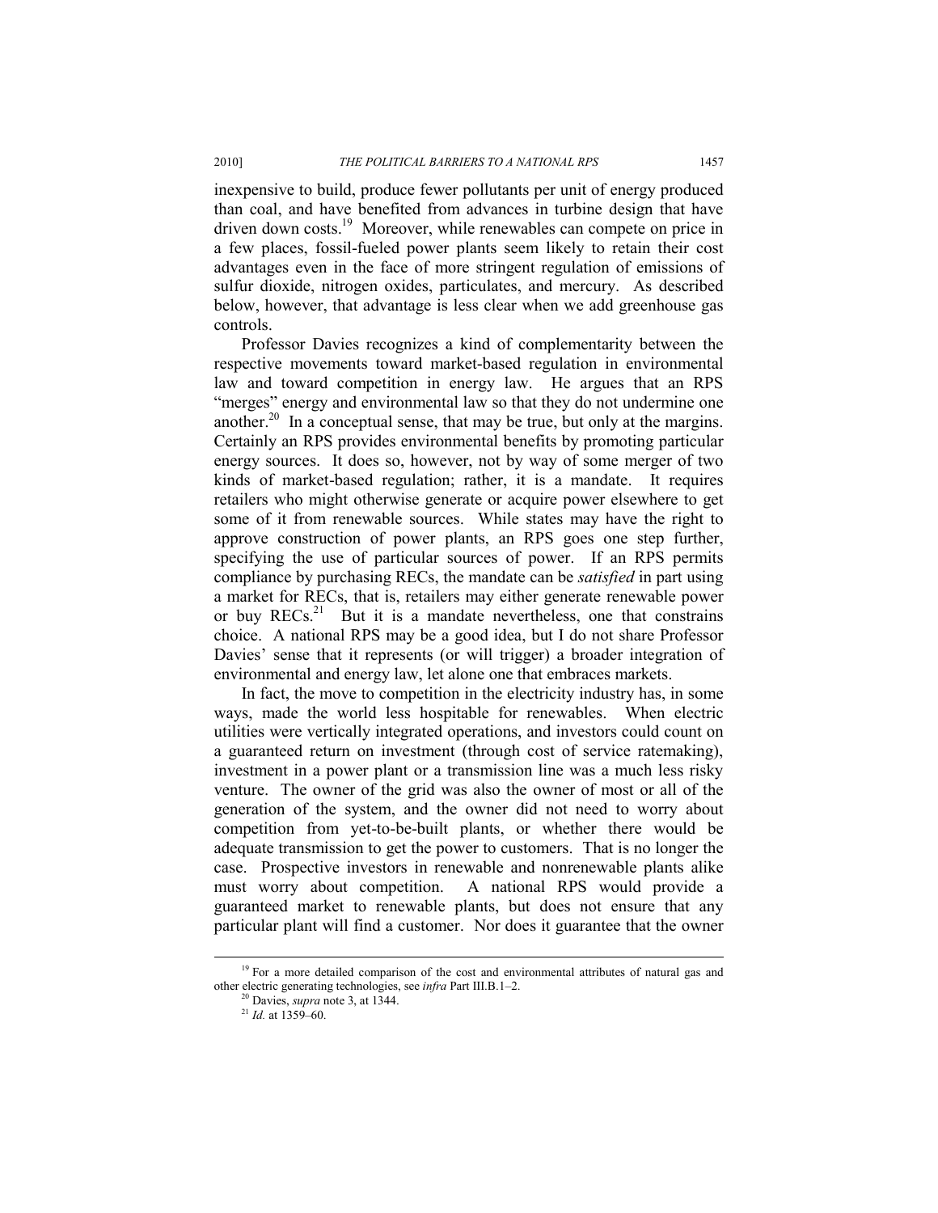inexpensive to build, produce fewer pollutants per unit of energy produced than coal, and have benefited from advances in turbine design that have driven down costs.[19] Moreover, while renewables can compete on price in a few places, fossil-fueled power plants seem likely to retain their cost advantages even in the face of more stringent regulation of emissions of sulfur dioxide, nitrogen oxides, particulates, and mercury. As described below, however, that advantage is less clear when we add greenhouse gas controls.

Professor Davies recognizes a kind of complementarity between the respective movements toward market-based regulation in environmental law and toward competition in energy law. He argues that an RPS "merges" energy and environmental law so that they do not undermine one another.[20] In a conceptual sense, that may be true, but only at the margins. Certainly an RPS provides environmental benefits by promoting particular energy sources. It does so, however, not by way of some merger of two kinds of market-based regulation; rather, it is a mandate. It requires retailers who might otherwise generate or acquire power elsewhere to get some of it from renewable sources. While states may have the right to approve construction of power plants, an RPS goes one step further, specifying the use of particular sources of power. If an RPS permits compliance by purchasing RECs, the mandate can be *satisfied* in part using a market for RECs, that is, retailers may either generate renewable power or buy RECs.[21] But it is a mandate nevertheless, one that constrains choice. A national RPS may be a good idea, but I do not share Professor Davies' sense that it represents (or will trigger) a broader integration of environmental and energy law, let alone one that embraces markets.

In fact, the move to competition in the electricity industry has, in some ways, made the world less hospitable for renewables. When electric utilities were vertically integrated operations, and investors could count on a guaranteed return on investment (through cost of service ratemaking), investment in a power plant or a transmission line was a much less risky venture. The owner of the grid was also the owner of most or all of the generation of the system, and the owner did not need to worry about competition from yet-to-be-built plants, or whether there would be adequate transmission to get the power to customers. That is no longer the case. Prospective investors in renewable and nonrenewable plants alike must worry about competition. A national RPS would provide a guaranteed market to renewable plants, but does not ensure that any particular plant will find a customer. Nor does it guarantee that the owner

---

[19] For a more detailed comparison of the cost and environmental attributes of natural gas and other electric generating technologies, see *infra* Part III.B.1–2.

[20] Davies, *supra* note 3, at 1344.

[21] *Id.* at 1359–60.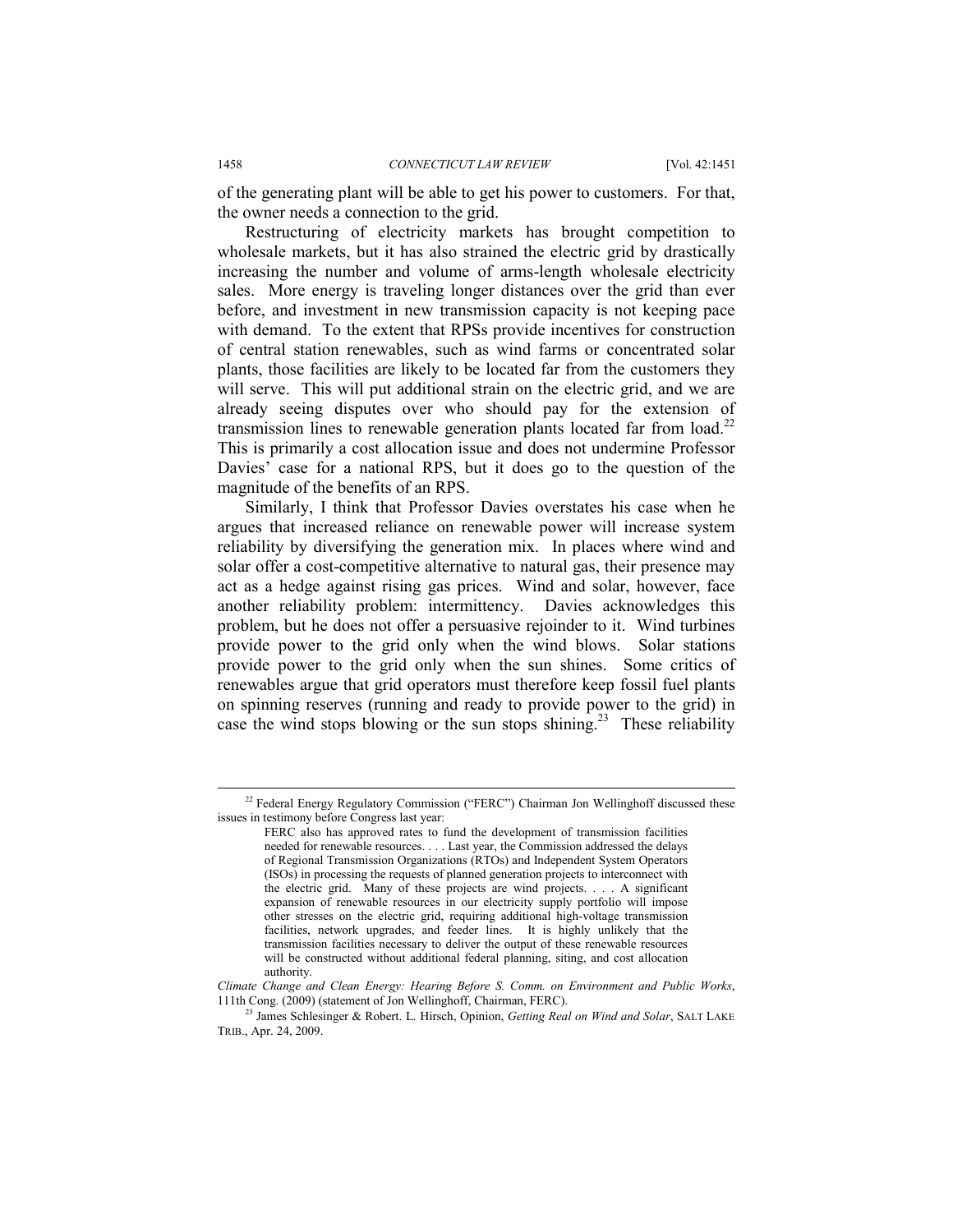of the generating plant will be able to get his power to customers. For that, the owner needs a connection to the grid.

Restructuring of electricity markets has brought competition to wholesale markets, but it has also strained the electric grid by drastically increasing the number and volume of arms-length wholesale electricity sales. More energy is traveling longer distances over the grid than ever before, and investment in new transmission capacity is not keeping pace with demand. To the extent that RPSs provide incentives for construction of central station renewables, such as wind farms or concentrated solar plants, those facilities are likely to be located far from the customers they will serve. This will put additional strain on the electric grid, and we are already seeing disputes over who should pay for the extension of transmission lines to renewable generation plants located far from load.[22] This is primarily a cost allocation issue and does not undermine Professor Davies' case for a national RPS, but it does go to the question of the magnitude of the benefits of an RPS.

Similarly, I think that Professor Davies overstates his case when he argues that increased reliance on renewable power will increase system reliability by diversifying the generation mix. In places where wind and solar offer a cost-competitive alternative to natural gas, their presence may act as a hedge against rising gas prices. Wind and solar, however, face another reliability problem: intermittency. Davies acknowledges this problem, but he does not offer a persuasive rejoinder to it. Wind turbines provide power to the grid only when the wind blows. Solar stations provide power to the grid only when the sun shines. Some critics of renewables argue that grid operators must therefore keep fossil fuel plants on spinning reserves (running and ready to provide power to the grid) in case the wind stops blowing or the sun stops shining.[23] These reliability

---

[22] Federal Energy Regulatory Commission ("FERC") Chairman Jon Wellinghoff discussed these issues in testimony before Congress last year:

> FERC also has approved rates to fund the development of transmission facilities needed for renewable resources. . . . Last year, the Commission addressed the delays of Regional Transmission Organizations (RTOs) and Independent System Operators (ISOs) in processing the requests of planned generation projects to interconnect with the electric grid. Many of these projects are wind projects. . . . A significant expansion of renewable resources in our electricity supply portfolio will impose other stresses on the electric grid, requiring additional high-voltage transmission facilities, network upgrades, and feeder lines. It is highly unlikely that the transmission facilities necessary to deliver the output of these renewable resources will be constructed without additional federal planning, siting, and cost allocation authority.

*Climate Change and Clean Energy: Hearing Before S. Comm. on Environment and Public Works*, 111th Cong. (2009) (statement of Jon Wellinghoff, Chairman, FERC).

[23] James Schlesinger & Robert. L. Hirsch, Opinion, *Getting Real on Wind and Solar*, SALT LAKE TRIB., Apr. 24, 2009.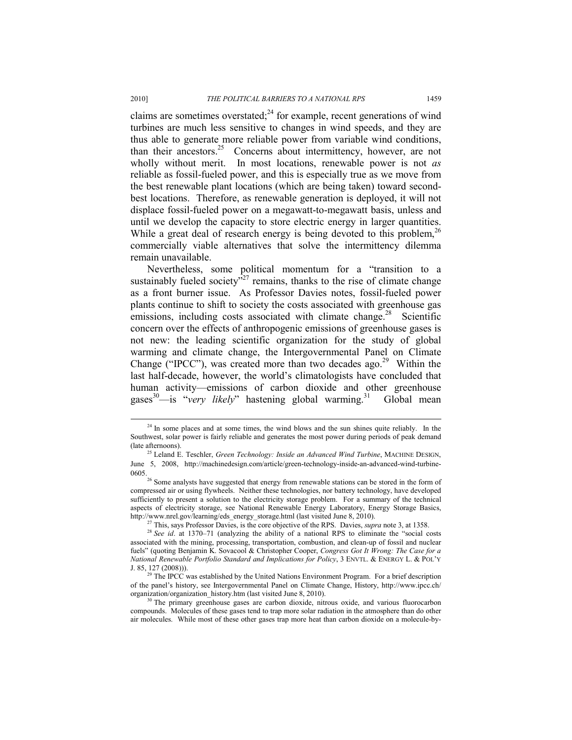claims are sometimes overstated;[24] for example, recent generations of wind turbines are much less sensitive to changes in wind speeds, and they are thus able to generate more reliable power from variable wind conditions, than their ancestors.[25] Concerns about intermittency, however, are not wholly without merit. In most locations, renewable power is not *as* reliable as fossil-fueled power, and this is especially true as we move from the best renewable plant locations (which are being taken) toward second-best locations. Therefore, as renewable generation is deployed, it will not displace fossil-fueled power on a megawatt-to-megawatt basis, unless and until we develop the capacity to store electric energy in larger quantities. While a great deal of research energy is being devoted to this problem,[26] commercially viable alternatives that solve the intermittency dilemma remain unavailable.

Nevertheless, some political momentum for a "transition to a sustainably fueled society"[27] remains, thanks to the rise of climate change as a front burner issue. As Professor Davies notes, fossil-fueled power plants continue to shift to society the costs associated with greenhouse gas emissions, including costs associated with climate change.[28] Scientific concern over the effects of anthropogenic emissions of greenhouse gases is not new: the leading scientific organization for the study of global warming and climate change, the Intergovernmental Panel on Climate Change ("IPCC"), was created more than two decades ago.[29] Within the last half-decade, however, the world's climatologists have concluded that human activity—emissions of carbon dioxide and other greenhouse gases[30]—is "*very likely*" hastening global warming.[31] Global mean

---

[24] In some places and at some times, the wind blows and the sun shines quite reliably. In the Southwest, solar power is fairly reliable and generates the most power during periods of peak demand (late afternoons).

[25] Leland E. Teschler, *Green Technology: Inside an Advanced Wind Turbine*, MACHINE DESIGN, June 5, 2008, http://machinedesign.com/article/green-technology-inside-an-advanced-wind-turbine-0605.

[26] Some analysts have suggested that energy from renewable stations can be stored in the form of compressed air or using flywheels. Neither these technologies, nor battery technology, have developed sufficiently to present a solution to the electricity storage problem. For a summary of the technical aspects of electricity storage, see National Renewable Energy Laboratory, Energy Storage Basics, http://www.nrel.gov/learning/eds_energy_storage.html (last visited June 8, 2010).

[27] This, says Professor Davies, is the core objective of the RPS. Davies, *supra* note 3, at 1358.

[28] *See id*. at 1370–71 (analyzing the ability of a national RPS to eliminate the "social costs associated with the mining, processing, transportation, combustion, and clean-up of fossil and nuclear fuels" (quoting Benjamin K. Sovacool & Christopher Cooper, *Congress Got It Wrong: The Case for a National Renewable Portfolio Standard and Implications for Policy*, 3 ENVTL. & ENERGY L. & POL'Y J. 85, 127 (2008))).

[29] The IPCC was established by the United Nations Environment Program. For a brief description of the panel's history, see Intergovernmental Panel on Climate Change, History, http://www.ipcc.ch/organization/organization_history.htm (last visited June 8, 2010).

[30] The primary greenhouse gases are carbon dioxide, nitrous oxide, and various fluorocarbon compounds. Molecules of these gases tend to trap more solar radiation in the atmosphere than do other air molecules. While most of these other gases trap more heat than carbon dioxide on a molecule-by-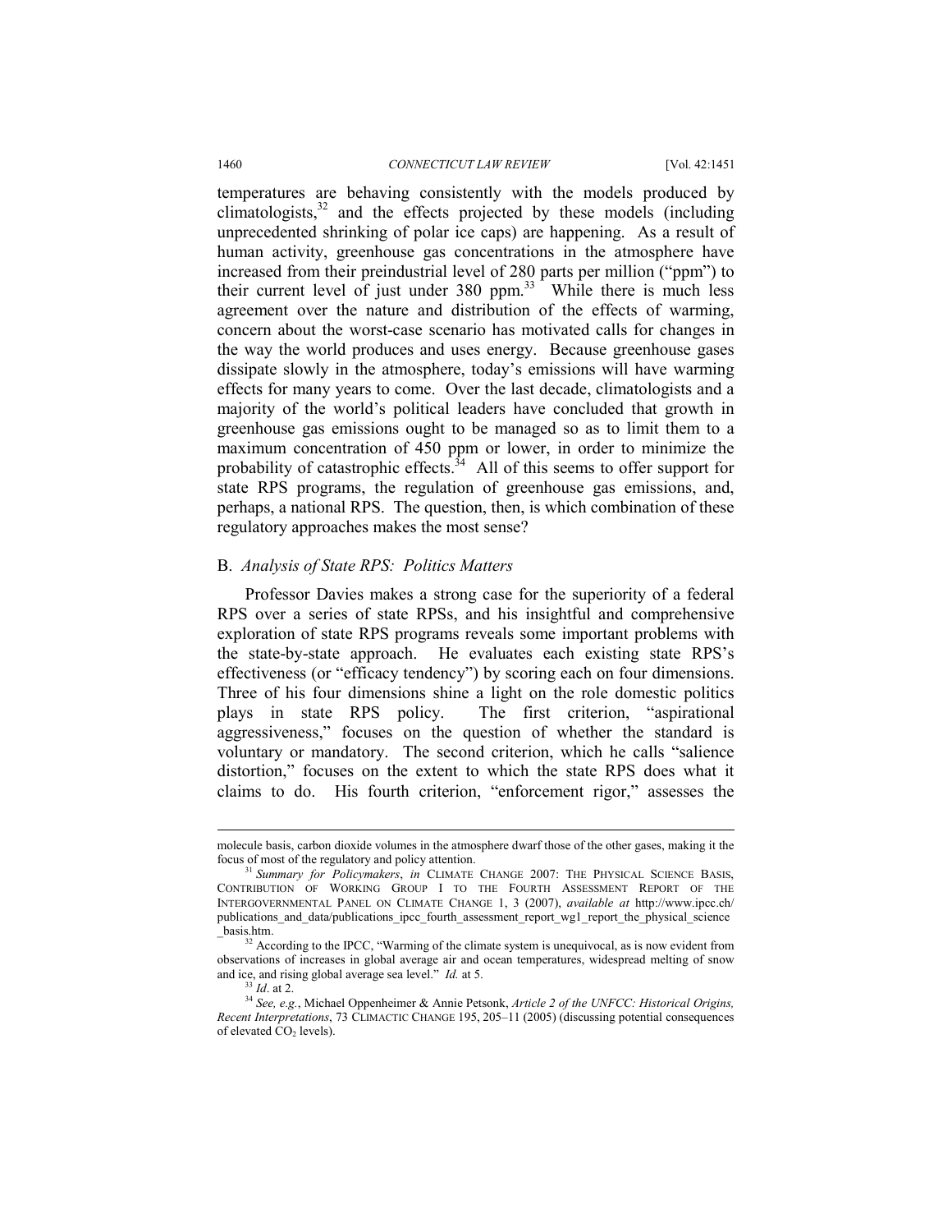temperatures are behaving consistently with the models produced by climatologists,[32] and the effects projected by these models (including unprecedented shrinking of polar ice caps) are happening. As a result of human activity, greenhouse gas concentrations in the atmosphere have increased from their preindustrial level of 280 parts per million ("ppm") to their current level of just under 380 ppm.[33] While there is much less agreement over the nature and distribution of the effects of warming, concern about the worst-case scenario has motivated calls for changes in the way the world produces and uses energy. Because greenhouse gases dissipate slowly in the atmosphere, today's emissions will have warming effects for many years to come. Over the last decade, climatologists and a majority of the world's political leaders have concluded that growth in greenhouse gas emissions ought to be managed so as to limit them to a maximum concentration of 450 ppm or lower, in order to minimize the probability of catastrophic effects.[34] All of this seems to offer support for state RPS programs, the regulation of greenhouse gas emissions, and, perhaps, a national RPS. The question, then, is which combination of these regulatory approaches makes the most sense?

### B. *Analysis of State RPS: Politics Matters*

Professor Davies makes a strong case for the superiority of a federal RPS over a series of state RPSs, and his insightful and comprehensive exploration of state RPS programs reveals some important problems with the state-by-state approach. He evaluates each existing state RPS's effectiveness (or "efficacy tendency") by scoring each on four dimensions. Three of his four dimensions shine a light on the role domestic politics plays in state RPS policy. The first criterion, "aspirational aggressiveness," focuses on the question of whether the standard is voluntary or mandatory. The second criterion, which he calls "salience distortion," focuses on the extent to which the state RPS does what it claims to do. His fourth criterion, "enforcement rigor," assesses the

---

molecule basis, carbon dioxide volumes in the atmosphere dwarf those of the other gases, making it the focus of most of the regulatory and policy attention.

[31] *Summary for Policymakers*, *in* CLIMATE CHANGE 2007: THE PHYSICAL SCIENCE BASIS, CONTRIBUTION OF WORKING GROUP I TO THE FOURTH ASSESSMENT REPORT OF THE INTERGOVERNMENTAL PANEL ON CLIMATE CHANGE 1, 3 (2007), *available at* http://www.ipcc.ch/publications_and_data/publications_ipcc_fourth_assessment_report_wg1_report_the_physical_science_basis.htm.

[32] According to the IPCC, "Warming of the climate system is unequivocal, as is now evident from observations of increases in global average air and ocean temperatures, widespread melting of snow and ice, and rising global average sea level." *Id.* at 5.

[33] *Id*. at 2.

[34] *See, e.g.*, Michael Oppenheimer & Annie Petsonk, *Article 2 of the UNFCC: Historical Origins, Recent Interpretations*, 73 CLIMACTIC CHANGE 195, 205–11 (2005) (discussing potential consequences of elevated $CO_2$ levels).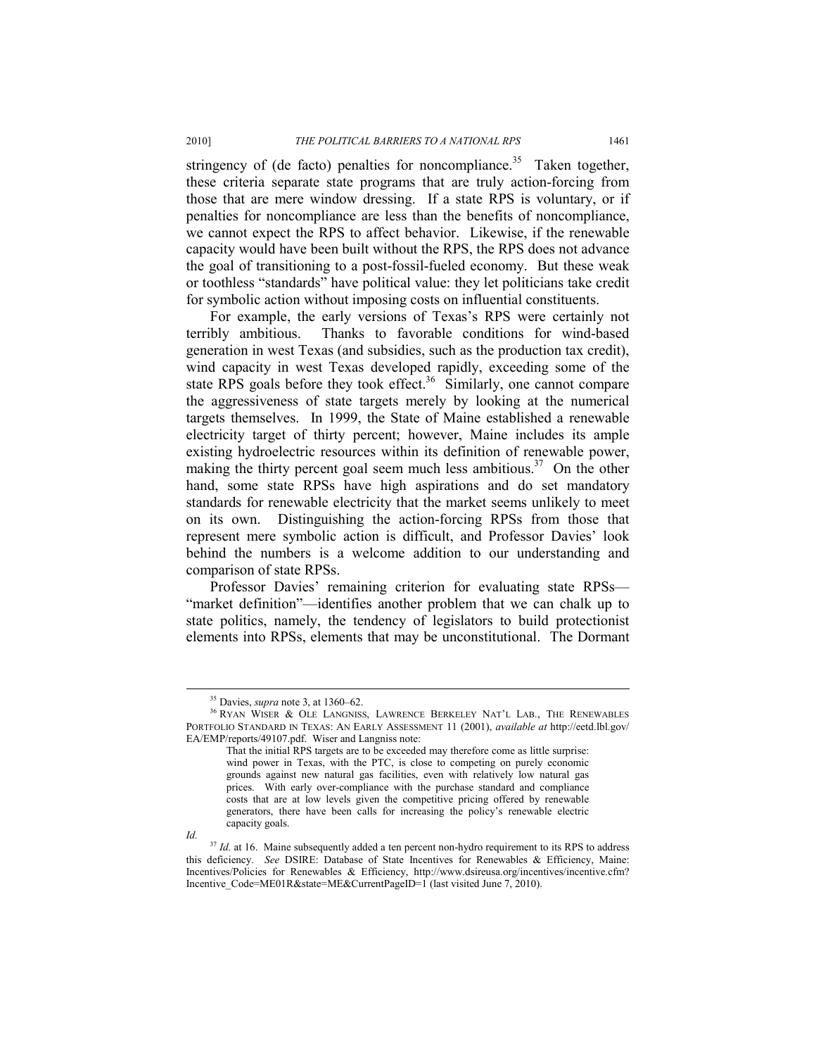stringency of (de facto) penalties for noncompliance.[35] Taken together, these criteria separate state programs that are truly action-forcing from those that are mere window dressing. If a state RPS is voluntary, or if penalties for noncompliance are less than the benefits of noncompliance, we cannot expect the RPS to affect behavior. Likewise, if the renewable capacity would have been built without the RPS, the RPS does not advance the goal of transitioning to a post-fossil-fueled economy. But these weak or toothless "standards" have political value: they let politicians take credit for symbolic action without imposing costs on influential constituents.

For example, the early versions of Texas's RPS were certainly not terribly ambitious. Thanks to favorable conditions for wind-based generation in west Texas (and subsidies, such as the production tax credit), wind capacity in west Texas developed rapidly, exceeding some of the state RPS goals before they took effect.[36] Similarly, one cannot compare the aggressiveness of state targets merely by looking at the numerical targets themselves. In 1999, the State of Maine established a renewable electricity target of thirty percent; however, Maine includes its ample existing hydroelectric resources within its definition of renewable power, making the thirty percent goal seem much less ambitious.[37] On the other hand, some state RPSs have high aspirations and do set mandatory standards for renewable electricity that the market seems unlikely to meet on its own. Distinguishing the action-forcing RPSs from those that represent mere symbolic action is difficult, and Professor Davies' look behind the numbers is a welcome addition to our understanding and comparison of state RPSs.

Professor Davies' remaining criterion for evaluating state RPSs—"market definition"—identifies another problem that we can chalk up to state politics, namely, the tendency of legislators to build protectionist elements into RPSs, elements that may be unconstitutional. The Dormant

---

[35] Davies, *supra* note 3, at 1360–62.

[36] RYAN WISER & OLE LANGNISS, LAWRENCE BERKELEY NAT'L LAB., THE RENEWABLES PORTFOLIO STANDARD IN TEXAS: AN EARLY ASSESSMENT 11 (2001), *available at* http://eetd.lbl.gov/EA/EMP/reports/49107.pdf. Wiser and Langniss note:

> That the initial RPS targets are to be exceeded may therefore come as little surprise: wind power in Texas, with the PTC, is close to competing on purely economic grounds against new natural gas facilities, even with relatively low natural gas prices. With early over-compliance with the purchase standard and compliance costs that are at low levels given the competitive pricing offered by renewable generators, there have been calls for increasing the policy's renewable electric capacity goals.

*Id.*

[37] *Id.* at 16. Maine subsequently added a ten percent non-hydro requirement to its RPS to address this deficiency. *See* DSIRE: Database of State Incentives for Renewables & Efficiency, Maine: Incentives/Policies for Renewables & Efficiency, http://www.dsireusa.org/incentives/incentive.cfm?Incentive_Code=ME01R&state=ME&CurrentPageID=1 (last visited June 7, 2010).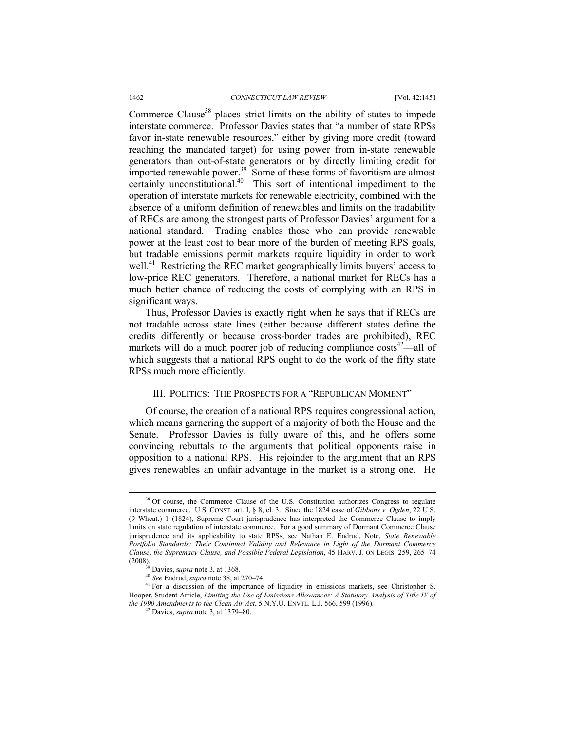Commerce Clause[38] places strict limits on the ability of states to impede interstate commerce. Professor Davies states that "a number of state RPSs favor in-state renewable resources," either by giving more credit (toward reaching the mandated target) for using power from in-state renewable generators than out-of-state generators or by directly limiting credit for imported renewable power.[39] Some of these forms of favoritism are almost certainly unconstitutional.[40] This sort of intentional impediment to the operation of interstate markets for renewable electricity, combined with the absence of a uniform definition of renewables and limits on the tradability of RECs are among the strongest parts of Professor Davies' argument for a national standard. Trading enables those who can provide renewable power at the least cost to bear more of the burden of meeting RPS goals, but tradable emissions permit markets require liquidity in order to work well.[41] Restricting the REC market geographically limits buyers' access to low-price REC generators. Therefore, a national market for RECs has a much better chance of reducing the costs of complying with an RPS in significant ways.

Thus, Professor Davies is exactly right when he says that if RECs are not tradable across state lines (either because different states define the credits differently or because cross-border trades are prohibited), REC markets will do a much poorer job of reducing compliance costs[42]—all of which suggests that a national RPS ought to do the work of the fifty state RPSs much more efficiently.

## III. POLITICS: THE PROSPECTS FOR A "REPUBLICAN MOMENT"

Of course, the creation of a national RPS requires congressional action, which means garnering the support of a majority of both the House and the Senate. Professor Davies is fully aware of this, and he offers some convincing rebuttals to the arguments that political opponents raise in opposition to a national RPS. His rejoinder to the argument that an RPS gives renewables an unfair advantage in the market is a strong one. He

---

[38] Of course, the Commerce Clause of the U.S. Constitution authorizes Congress to regulate interstate commerce. U.S. CONST. art. I, § 8, cl. 3. Since the 1824 case of *Gibbons v. Ogden*, 22 U.S. (9 Wheat.) 1 (1824), Supreme Court jurisprudence has interpreted the Commerce Clause to imply limits on state regulation of interstate commerce. For a good summary of Dormant Commerce Clause jurisprudence and its applicability to state RPSs, see Nathan E. Endrud, Note, *State Renewable Portfolio Standards: Their Continued Validity and Relevance in Light of the Dormant Commerce Clause, the Supremacy Clause, and Possible Federal Legislation*, 45 HARV. J. ON LEGIS. 259, 265–74 (2008).

[39] Davies, *supra* note 3, at 1368.

[40] *See* Endrud, *supra* note 38, at 270–74.

[41] For a discussion of the importance of liquidity in emissions markets, see Christopher S. Hooper, Student Article, *Limiting the Use of Emissions Allowances: A Statutory Analysis of Title IV of the 1990 Amendments to the Clean Air Act*, 5 N.Y.U. ENVTL. L.J. 566, 599 (1996).

[42] Davies, *supra* note 3, at 1379–80.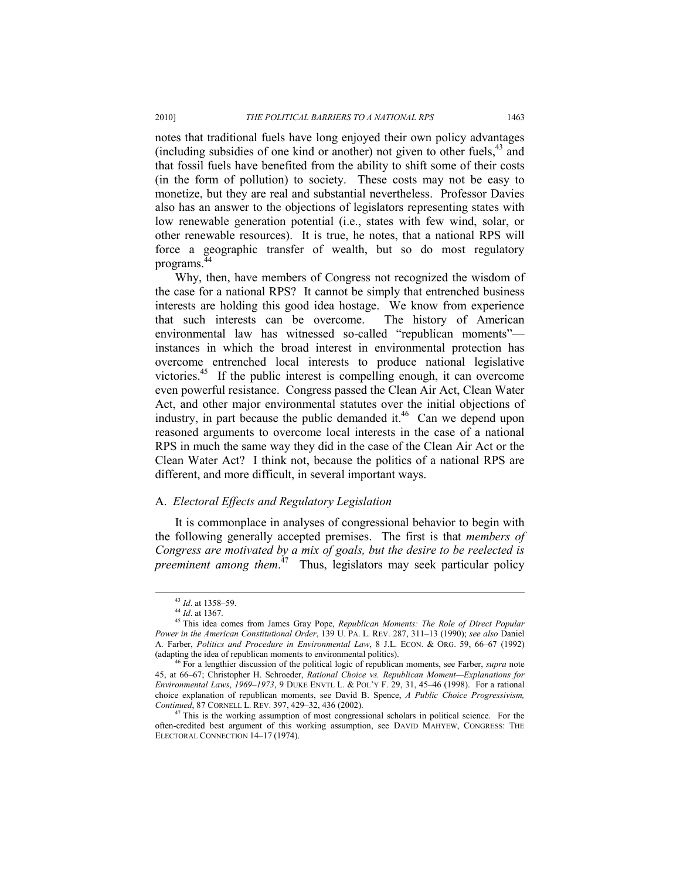notes that traditional fuels have long enjoyed their own policy advantages (including subsidies of one kind or another) not given to other fuels,[43] and that fossil fuels have benefited from the ability to shift some of their costs (in the form of pollution) to society. These costs may not be easy to monetize, but they are real and substantial nevertheless. Professor Davies also has an answer to the objections of legislators representing states with low renewable generation potential (i.e., states with few wind, solar, or other renewable resources). It is true, he notes, that a national RPS will force a geographic transfer of wealth, but so do most regulatory programs.[44]

Why, then, have members of Congress not recognized the wisdom of the case for a national RPS? It cannot be simply that entrenched business interests are holding this good idea hostage. We know from experience that such interests can be overcome. The history of American environmental law has witnessed so-called "republican moments"—instances in which the broad interest in environmental protection has overcome entrenched local interests to produce national legislative victories.[45] If the public interest is compelling enough, it can overcome even powerful resistance. Congress passed the Clean Air Act, Clean Water Act, and other major environmental statutes over the initial objections of industry, in part because the public demanded it.[46] Can we depend upon reasoned arguments to overcome local interests in the case of a national RPS in much the same way they did in the case of the Clean Air Act or the Clean Water Act? I think not, because the politics of a national RPS are different, and more difficult, in several important ways.

### A. *Electoral Effects and Regulatory Legislation*

It is commonplace in analyses of congressional behavior to begin with the following generally accepted premises. The first is that *members of Congress are motivated by a mix of goals, but the desire to be reelected is preeminent among them*.[47] Thus, legislators may seek particular policy

---

[43] *Id*. at 1358–59.

[44] *Id*. at 1367.

[45] This idea comes from James Gray Pope, *Republican Moments: The Role of Direct Popular Power in the American Constitutional Order*, 139 U. PA. L. REV. 287, 311–13 (1990); *see also* Daniel A. Farber, *Politics and Procedure in Environmental Law*, 8 J.L. ECON. & ORG. 59, 66–67 (1992) (adapting the idea of republican moments to environmental politics).

[46] For a lengthier discussion of the political logic of republican moments, see Farber, *supra* note 45, at 66–67; Christopher H. Schroeder, *Rational Choice vs. Republican Moment—Explanations for Environmental Laws, 1969–1973*, 9 DUKE ENVTL L. & POL'Y F. 29, 31, 45–46 (1998). For a rational choice explanation of republican moments, see David B. Spence, *A Public Choice Progressivism, Continued*, 87 CORNELL L. REV. 397, 429–32, 436 (2002).

[47] This is the working assumption of most congressional scholars in political science. For the often-credited best argument of this working assumption, see DAVID MAHYEW, CONGRESS: THE ELECTORAL CONNECTION 14–17 (1974).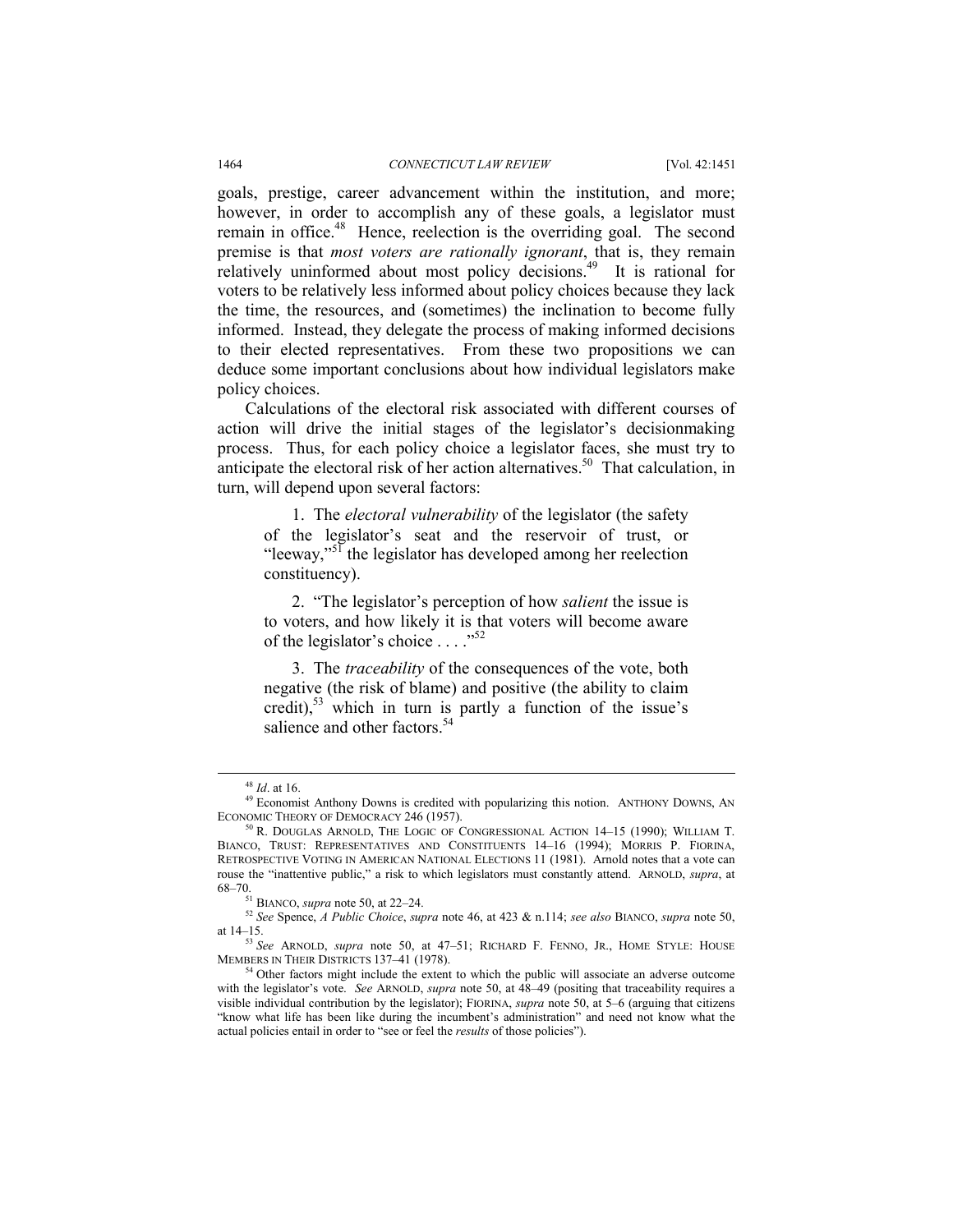goals, prestige, career advancement within the institution, and more; however, in order to accomplish any of these goals, a legislator must remain in office.[48] Hence, reelection is the overriding goal. The second premise is that *most voters are rationally ignorant*, that is, they remain relatively uninformed about most policy decisions.[49] It is rational for voters to be relatively less informed about policy choices because they lack the time, the resources, and (sometimes) the inclination to become fully informed. Instead, they delegate the process of making informed decisions to their elected representatives. From these two propositions we can deduce some important conclusions about how individual legislators make policy choices.

Calculations of the electoral risk associated with different courses of action will drive the initial stages of the legislator's decisionmaking process. Thus, for each policy choice a legislator faces, she must try to anticipate the electoral risk of her action alternatives.[50] That calculation, in turn, will depend upon several factors:

> 1. The *electoral vulnerability* of the legislator (the safety of the legislator's seat and the reservoir of trust, or "leeway,"[51] the legislator has developed among her reelection constituency).
>
> 2. "The legislator's perception of how *salient* the issue is to voters, and how likely it is that voters will become aware of the legislator's choice . . . ."[52]
>
> 3. The *traceability* of the consequences of the vote, both negative (the risk of blame) and positive (the ability to claim credit),[53] which in turn is partly a function of the issue's salience and other factors.[54]

---

[48] *Id*. at 16.

[49] Economist Anthony Downs is credited with popularizing this notion. ANTHONY DOWNS, AN ECONOMIC THEORY OF DEMOCRACY 246 (1957).

[50] R. DOUGLAS ARNOLD, THE LOGIC OF CONGRESSIONAL ACTION 14–15 (1990); WILLIAM T. BIANCO, TRUST: REPRESENTATIVES AND CONSTITUENTS 14–16 (1994); MORRIS P. FIORINA, RETROSPECTIVE VOTING IN AMERICAN NATIONAL ELECTIONS 11 (1981). Arnold notes that a vote can rouse the "inattentive public," a risk to which legislators must constantly attend. ARNOLD, *supra*, at 68–70.

[51] BIANCO, *supra* note 50, at 22–24.

[52] *See* Spence, *A Public Choice*, *supra* note 46, at 423 & n.114; *see also* BIANCO, *supra* note 50, at 14–15.

[53] *See* ARNOLD, *supra* note 50, at 47–51; RICHARD F. FENNO, JR., HOME STYLE: HOUSE MEMBERS IN THEIR DISTRICTS 137–41 (1978).

[54] Other factors might include the extent to which the public will associate an adverse outcome with the legislator's vote. *See* ARNOLD, *supra* note 50, at 48–49 (positing that traceability requires a visible individual contribution by the legislator); FIORINA, *supra* note 50, at 5–6 (arguing that citizens "know what life has been like during the incumbent's administration" and need not know what the actual policies entail in order to "see or feel the *results* of those policies").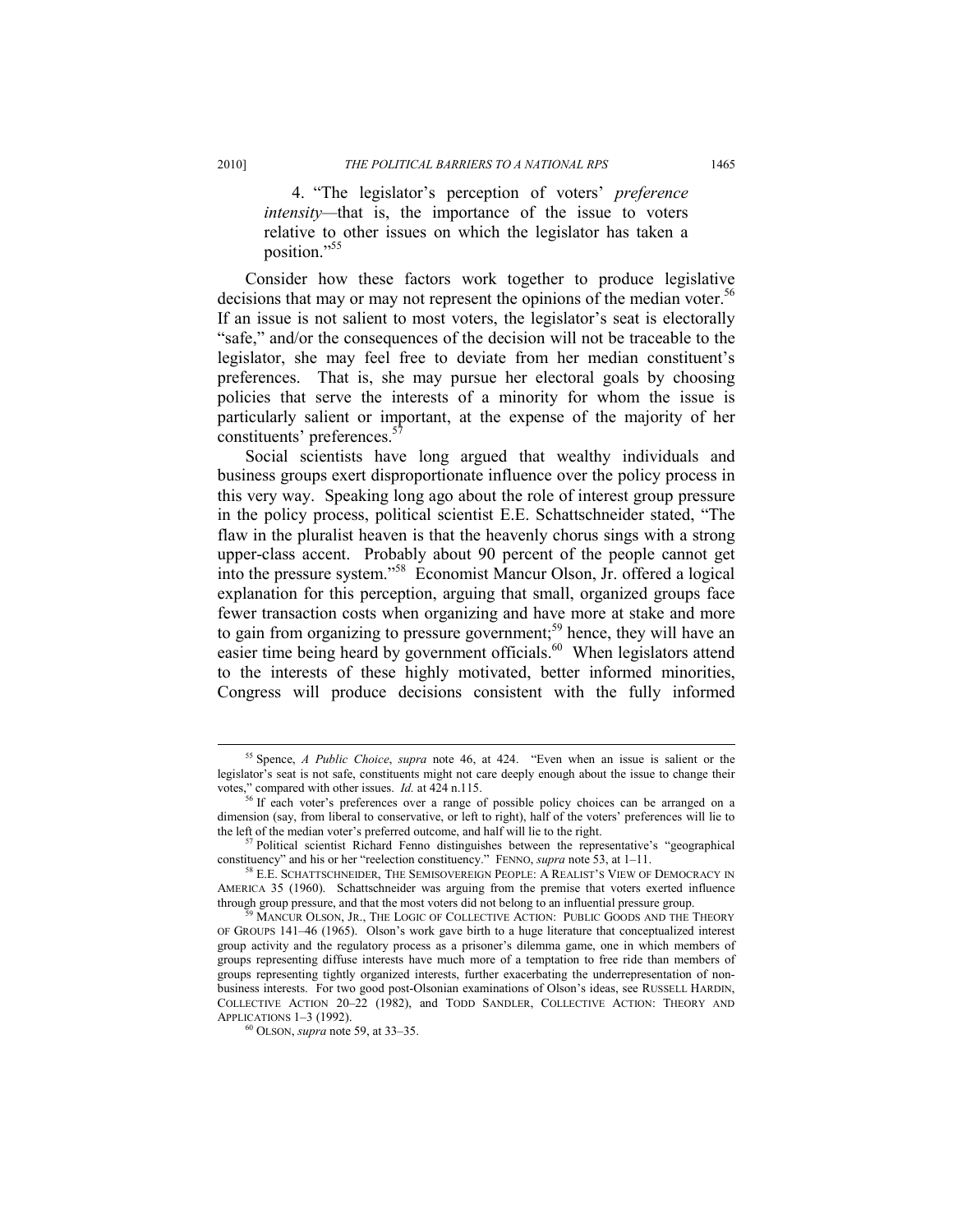4. "The legislator's perception of voters' *preference intensity*—that is, the importance of the issue to voters relative to other issues on which the legislator has taken a position."[55]

Consider how these factors work together to produce legislative decisions that may or may not represent the opinions of the median voter.[56] If an issue is not salient to most voters, the legislator's seat is electorally "safe," and/or the consequences of the decision will not be traceable to the legislator, she may feel free to deviate from her median constituent's preferences. That is, she may pursue her electoral goals by choosing policies that serve the interests of a minority for whom the issue is particularly salient or important, at the expense of the majority of her constituents' preferences.[57]

Social scientists have long argued that wealthy individuals and business groups exert disproportionate influence over the policy process in this very way. Speaking long ago about the role of interest group pressure in the policy process, political scientist E.E. Schattschneider stated, "The flaw in the pluralist heaven is that the heavenly chorus sings with a strong upper-class accent. Probably about 90 percent of the people cannot get into the pressure system."[58] Economist Mancur Olson, Jr. offered a logical explanation for this perception, arguing that small, organized groups face fewer transaction costs when organizing and have more at stake and more to gain from organizing to pressure government;[59] hence, they will have an easier time being heard by government officials.[60] When legislators attend to the interests of these highly motivated, better informed minorities, Congress will produce decisions consistent with the fully informed

---

[55] Spence, *A Public Choice*, *supra* note 46, at 424. "Even when an issue is salient or the legislator's seat is not safe, constituents might not care deeply enough about the issue to change their votes," compared with other issues. *Id.* at 424 n.115.

[56] If each voter's preferences over a range of possible policy choices can be arranged on a dimension (say, from liberal to conservative, or left to right), half of the voters' preferences will lie to the left of the median voter's preferred outcome, and half will lie to the right.

[57] Political scientist Richard Fenno distinguishes between the representative's "geographical constituency" and his or her "reelection constituency." FENNO, *supra* note 53, at 1–11.

[58] E.E. SCHATTSCHNEIDER, THE SEMISOVEREIGN PEOPLE: A REALIST'S VIEW OF DEMOCRACY IN AMERICA 35 (1960). Schattschneider was arguing from the premise that voters exerted influence through group pressure, and that the most voters did not belong to an influential pressure group.

[59] MANCUR OLSON, JR., THE LOGIC OF COLLECTIVE ACTION: PUBLIC GOODS AND THE THEORY OF GROUPS 141–46 (1965). Olson's work gave birth to a huge literature that conceptualized interest group activity and the regulatory process as a prisoner's dilemma game, one in which members of groups representing diffuse interests have much more of a temptation to free ride than members of groups representing tightly organized interests, further exacerbating the underrepresentation of non-business interests. For two good post-Olsonian examinations of Olson's ideas, see RUSSELL HARDIN, COLLECTIVE ACTION 20–22 (1982), and TODD SANDLER, COLLECTIVE ACTION: THEORY AND APPLICATIONS 1–3 (1992).

[60] OLSON, *supra* note 59, at 33–35.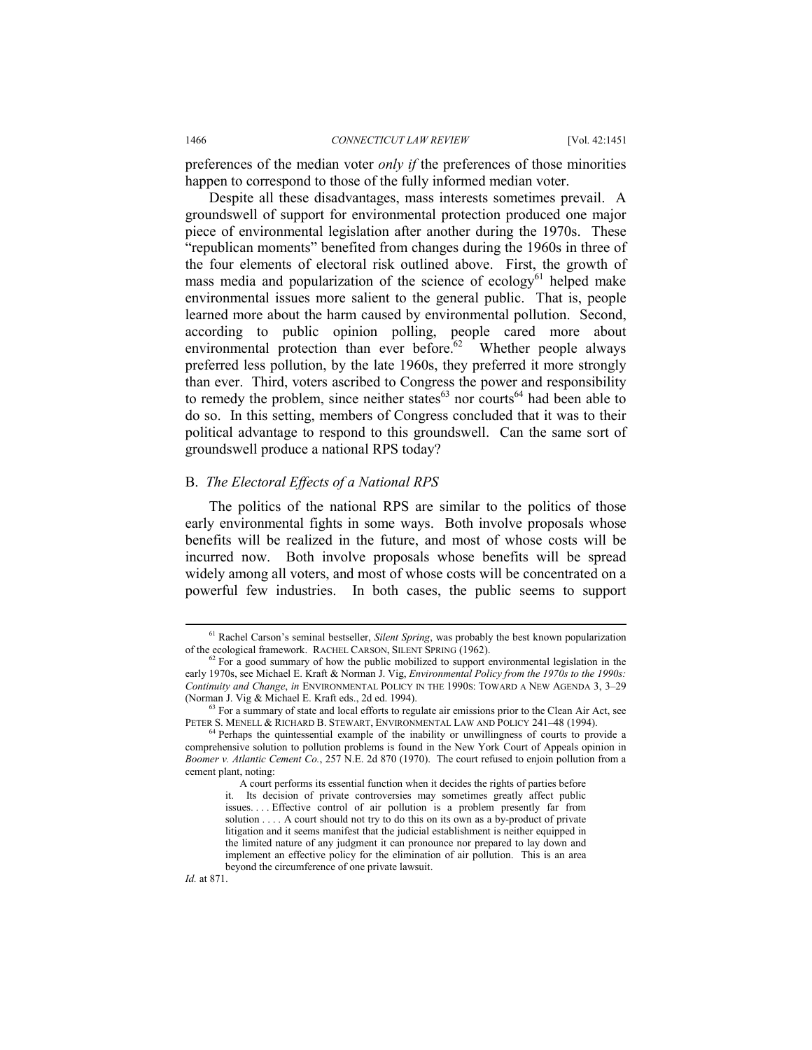preferences of the median voter *only if* the preferences of those minorities happen to correspond to those of the fully informed median voter.

Despite all these disadvantages, mass interests sometimes prevail. A groundswell of support for environmental protection produced one major piece of environmental legislation after another during the 1970s. These "republican moments" benefited from changes during the 1960s in three of the four elements of electoral risk outlined above. First, the growth of mass media and popularization of the science of ecology[61] helped make environmental issues more salient to the general public. That is, people learned more about the harm caused by environmental pollution. Second, according to public opinion polling, people cared more about environmental protection than ever before.[62] Whether people always preferred less pollution, by the late 1960s, they preferred it more strongly than ever. Third, voters ascribed to Congress the power and responsibility to remedy the problem, since neither states[63] nor courts[64] had been able to do so. In this setting, members of Congress concluded that it was to their political advantage to respond to this groundswell. Can the same sort of groundswell produce a national RPS today?

## B. *The Electoral Effects of a National RPS*

The politics of the national RPS are similar to the politics of those early environmental fights in some ways. Both involve proposals whose benefits will be realized in the future, and most of whose costs will be incurred now. Both involve proposals whose benefits will be spread widely among all voters, and most of whose costs will be concentrated on a powerful few industries. In both cases, the public seems to support

---

[61] Rachel Carson's seminal bestseller, *Silent Spring*, was probably the best known popularization of the ecological framework. RACHEL CARSON, SILENT SPRING (1962).

[62] For a good summary of how the public mobilized to support environmental legislation in the early 1970s, see Michael E. Kraft & Norman J. Vig, *Environmental Policy from the 1970s to the 1990s: Continuity and Change*, *in* ENVIRONMENTAL POLICY IN THE 1990S: TOWARD A NEW AGENDA 3, 3–29 (Norman J. Vig & Michael E. Kraft eds., 2d ed. 1994).

[63] For a summary of state and local efforts to regulate air emissions prior to the Clean Air Act, see PETER S. MENELL & RICHARD B. STEWART, ENVIRONMENTAL LAW AND POLICY 241–48 (1994).

[64] Perhaps the quintessential example of the inability or unwillingness of courts to provide a comprehensive solution to pollution problems is found in the New York Court of Appeals opinion in *Boomer v. Atlantic Cement Co.*, 257 N.E. 2d 870 (1970). The court refused to enjoin pollution from a cement plant, noting:

> A court performs its essential function when it decides the rights of parties before it. Its decision of private controversies may sometimes greatly affect public issues. . . . Effective control of air pollution is a problem presently far from solution . . . . A court should not try to do this on its own as a by-product of private litigation and it seems manifest that the judicial establishment is neither equipped in the limited nature of any judgment it can pronounce nor prepared to lay down and implement an effective policy for the elimination of air pollution. This is an area beyond the circumference of one private lawsuit.

*Id.* at 871.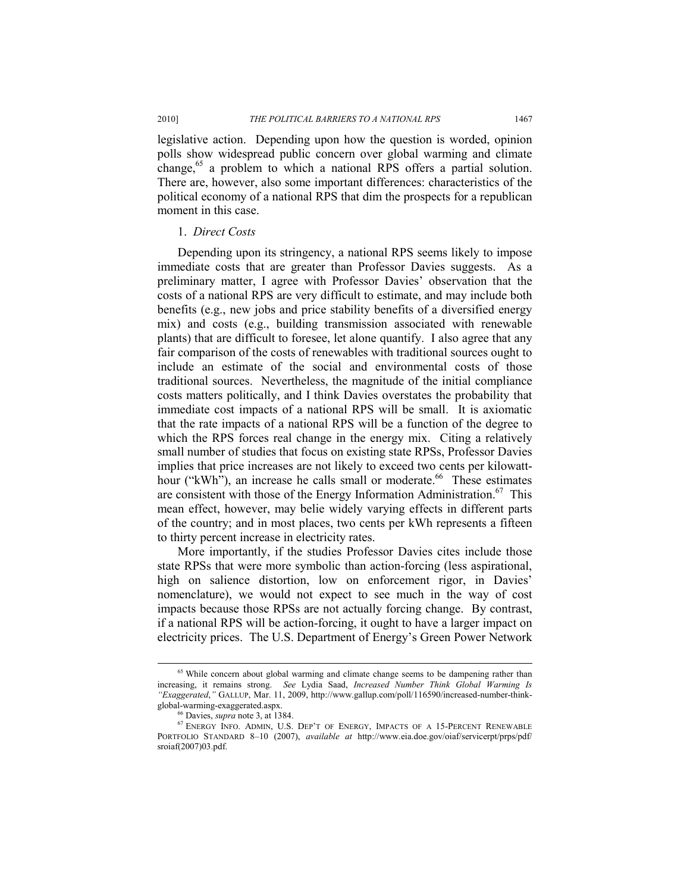legislative action. Depending upon how the question is worded, opinion polls show widespread public concern over global warming and climate change,[65] a problem to which a national RPS offers a partial solution. There are, however, also some important differences: characteristics of the political economy of a national RPS that dim the prospects for a republican moment in this case.

1. *Direct Costs*

Depending upon its stringency, a national RPS seems likely to impose immediate costs that are greater than Professor Davies suggests. As a preliminary matter, I agree with Professor Davies' observation that the costs of a national RPS are very difficult to estimate, and may include both benefits (e.g., new jobs and price stability benefits of a diversified energy mix) and costs (e.g., building transmission associated with renewable plants) that are difficult to foresee, let alone quantify. I also agree that any fair comparison of the costs of renewables with traditional sources ought to include an estimate of the social and environmental costs of those traditional sources. Nevertheless, the magnitude of the initial compliance costs matters politically, and I think Davies overstates the probability that immediate cost impacts of a national RPS will be small. It is axiomatic that the rate impacts of a national RPS will be a function of the degree to which the RPS forces real change in the energy mix. Citing a relatively small number of studies that focus on existing state RPSs, Professor Davies implies that price increases are not likely to exceed two cents per kilowatt-hour ("kWh"), an increase he calls small or moderate.[66] These estimates are consistent with those of the Energy Information Administration.[67] This mean effect, however, may belie widely varying effects in different parts of the country; and in most places, two cents per kWh represents a fifteen to thirty percent increase in electricity rates.

More importantly, if the studies Professor Davies cites include those state RPSs that were more symbolic than action-forcing (less aspirational, high on salience distortion, low on enforcement rigor, in Davies' nomenclature), we would not expect to see much in the way of cost impacts because those RPSs are not actually forcing change. By contrast, if a national RPS will be action-forcing, it ought to have a larger impact on electricity prices. The U.S. Department of Energy's Green Power Network

---

[65] While concern about global warming and climate change seems to be dampening rather than increasing, it remains strong. *See* Lydia Saad, *Increased Number Think Global Warming Is "Exaggerated*,*"* GALLUP, Mar. 11, 2009, http://www.gallup.com/poll/116590/increased-number-think-global-warming-exaggerated.aspx.

[66] Davies, *supra* note 3, at 1384.

[67] ENERGY INFO. ADMIN, U.S. DEP'T OF ENERGY, IMPACTS OF A 15-PERCENT RENEWABLE PORTFOLIO STANDARD 8–10 (2007), *available at* http://www.eia.doe.gov/oiaf/servicerpt/prps/pdf/sroiaf(2007)03.pdf.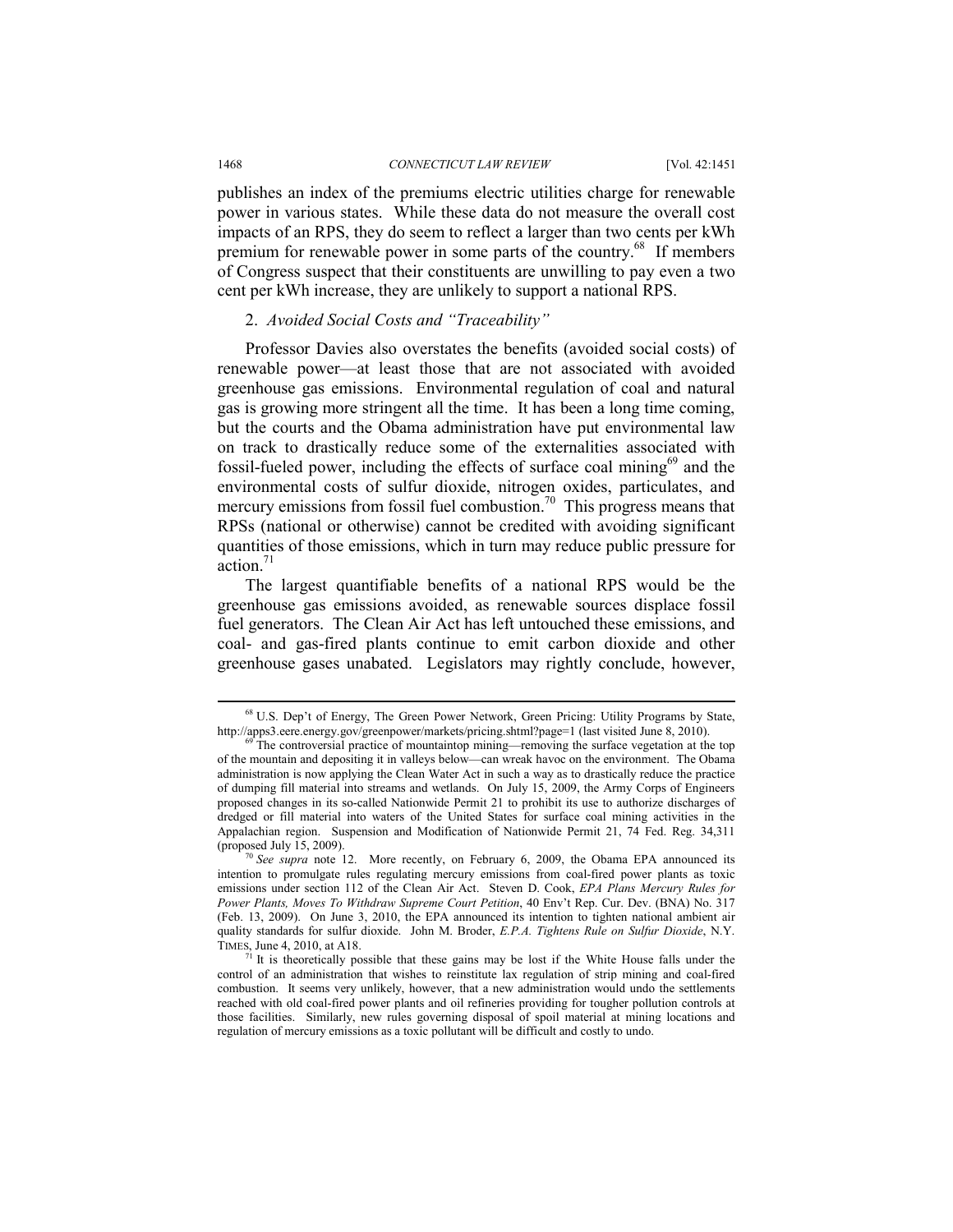publishes an index of the premiums electric utilities charge for renewable power in various states. While these data do not measure the overall cost impacts of an RPS, they do seem to reflect a larger than two cents per kWh premium for renewable power in some parts of the country.[68] If members of Congress suspect that their constituents are unwilling to pay even a two cent per kWh increase, they are unlikely to support a national RPS.

### 2. *Avoided Social Costs and "Traceability"*

Professor Davies also overstates the benefits (avoided social costs) of renewable power—at least those that are not associated with avoided greenhouse gas emissions. Environmental regulation of coal and natural gas is growing more stringent all the time. It has been a long time coming, but the courts and the Obama administration have put environmental law on track to drastically reduce some of the externalities associated with fossil-fueled power, including the effects of surface coal mining[69] and the environmental costs of sulfur dioxide, nitrogen oxides, particulates, and mercury emissions from fossil fuel combustion.[70] This progress means that RPSs (national or otherwise) cannot be credited with avoiding significant quantities of those emissions, which in turn may reduce public pressure for action.[71]

The largest quantifiable benefits of a national RPS would be the greenhouse gas emissions avoided, as renewable sources displace fossil fuel generators. The Clean Air Act has left untouched these emissions, and coal- and gas-fired plants continue to emit carbon dioxide and other greenhouse gases unabated. Legislators may rightly conclude, however,

---

[68] U.S. Dep't of Energy, The Green Power Network, Green Pricing: Utility Programs by State, http://apps3.eere.energy.gov/greenpower/markets/pricing.shtml?page=1 (last visited June 8, 2010).

[69] The controversial practice of mountaintop mining—removing the surface vegetation at the top of the mountain and depositing it in valleys below—can wreak havoc on the environment. The Obama administration is now applying the Clean Water Act in such a way as to drastically reduce the practice of dumping fill material into streams and wetlands. On July 15, 2009, the Army Corps of Engineers proposed changes in its so-called Nationwide Permit 21 to prohibit its use to authorize discharges of dredged or fill material into waters of the United States for surface coal mining activities in the Appalachian region. Suspension and Modification of Nationwide Permit 21, 74 Fed. Reg. 34,311 (proposed July 15, 2009).

[70] *See supra* note 12. More recently, on February 6, 2009, the Obama EPA announced its intention to promulgate rules regulating mercury emissions from coal-fired power plants as toxic emissions under section 112 of the Clean Air Act. Steven D. Cook, *EPA Plans Mercury Rules for Power Plants, Moves To Withdraw Supreme Court Petition*, 40 Env't Rep. Cur. Dev. (BNA) No. 317 (Feb. 13, 2009). On June 3, 2010, the EPA announced its intention to tighten national ambient air quality standards for sulfur dioxide. John M. Broder, *E.P.A. Tightens Rule on Sulfur Dioxide*, N.Y. TIMES, June 4, 2010, at A18.

[71] It is theoretically possible that these gains may be lost if the White House falls under the control of an administration that wishes to reinstitute lax regulation of strip mining and coal-fired combustion. It seems very unlikely, however, that a new administration would undo the settlements reached with old coal-fired power plants and oil refineries providing for tougher pollution controls at those facilities. Similarly, new rules governing disposal of spoil material at mining locations and regulation of mercury emissions as a toxic pollutant will be difficult and costly to undo.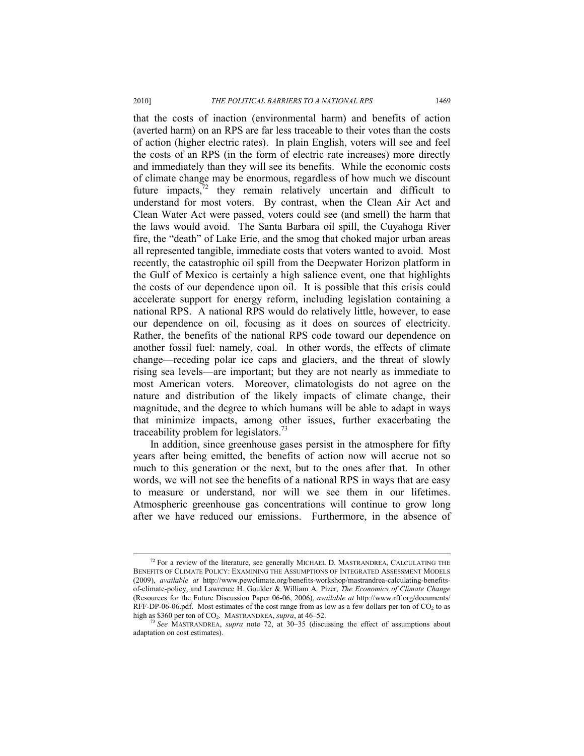that the costs of inaction (environmental harm) and benefits of action (averted harm) on an RPS are far less traceable to their votes than the costs of action (higher electric rates). In plain English, voters will see and feel the costs of an RPS (in the form of electric rate increases) more directly and immediately than they will see its benefits. While the economic costs of climate change may be enormous, regardless of how much we discount future impacts,[72] they remain relatively uncertain and difficult to understand for most voters. By contrast, when the Clean Air Act and Clean Water Act were passed, voters could see (and smell) the harm that the laws would avoid. The Santa Barbara oil spill, the Cuyahoga River fire, the "death" of Lake Erie, and the smog that choked major urban areas all represented tangible, immediate costs that voters wanted to avoid. Most recently, the catastrophic oil spill from the Deepwater Horizon platform in the Gulf of Mexico is certainly a high salience event, one that highlights the costs of our dependence upon oil. It is possible that this crisis could accelerate support for energy reform, including legislation containing a national RPS. A national RPS would do relatively little, however, to ease our dependence on oil, focusing as it does on sources of electricity. Rather, the benefits of the national RPS code toward our dependence on another fossil fuel: namely, coal. In other words, the effects of climate change—receding polar ice caps and glaciers, and the threat of slowly rising sea levels—are important; but they are not nearly as immediate to most American voters. Moreover, climatologists do not agree on the nature and distribution of the likely impacts of climate change, their magnitude, and the degree to which humans will be able to adapt in ways that minimize impacts, among other issues, further exacerbating the traceability problem for legislators.[73]

In addition, since greenhouse gases persist in the atmosphere for fifty years after being emitted, the benefits of action now will accrue not so much to this generation or the next, but to the ones after that. In other words, we will not see the benefits of a national RPS in ways that are easy to measure or understand, nor will we see them in our lifetimes. Atmospheric greenhouse gas concentrations will continue to grow long after we have reduced our emissions. Furthermore, in the absence of

---

[72] For a review of the literature, see generally MICHAEL D. MASTRANDREA, CALCULATING THE BENEFITS OF CLIMATE POLICY: EXAMINING THE ASSUMPTIONS OF INTEGRATED ASSESSMENT MODELS (2009), *available at* http://www.pewclimate.org/benefits-workshop/mastrandrea-calculating-benefits-of-climate-policy, and Lawrence H. Goulder & William A. Pizer, *The Economics of Climate Change* (Resources for the Future Discussion Paper 06-06, 2006), *available at* http://www.rff.org/documents/RFF-DP-06-06.pdf. Most estimates of the cost range from as low as a few dollars per ton of $CO_2$ to as high as \$360 per ton of $CO_2$. MASTRANDREA, *supra*, at 46–52.

[73] *See* MASTRANDREA, *supra* note 72, at 30–35 (discussing the effect of assumptions about adaptation on cost estimates).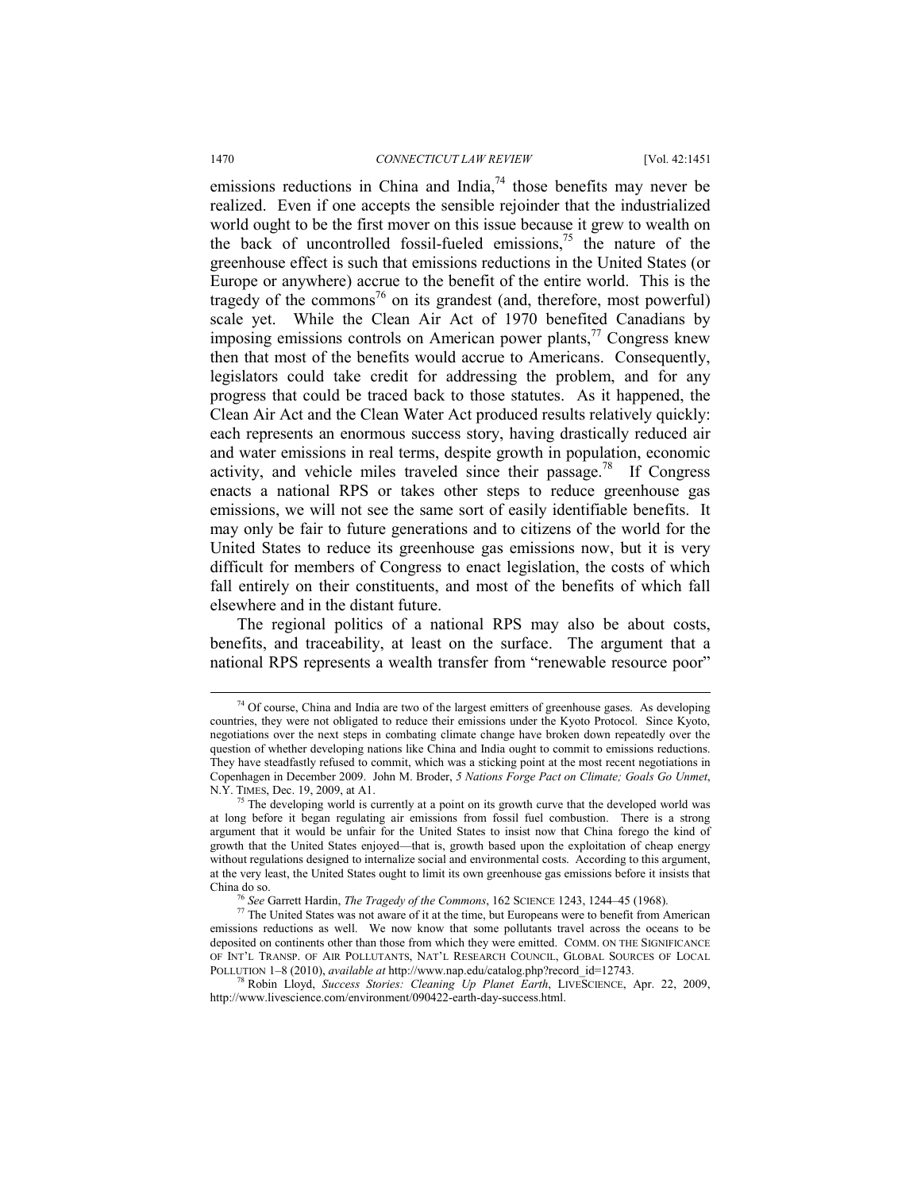emissions reductions in China and India,[74] those benefits may never be realized. Even if one accepts the sensible rejoinder that the industrialized world ought to be the first mover on this issue because it grew to wealth on the back of uncontrolled fossil-fueled emissions,[75] the nature of the greenhouse effect is such that emissions reductions in the United States (or Europe or anywhere) accrue to the benefit of the entire world. This is the tragedy of the commons[76] on its grandest (and, therefore, most powerful) scale yet. While the Clean Air Act of 1970 benefited Canadians by imposing emissions controls on American power plants,[77] Congress knew then that most of the benefits would accrue to Americans. Consequently, legislators could take credit for addressing the problem, and for any progress that could be traced back to those statutes. As it happened, the Clean Air Act and the Clean Water Act produced results relatively quickly: each represents an enormous success story, having drastically reduced air and water emissions in real terms, despite growth in population, economic activity, and vehicle miles traveled since their passage.[78] If Congress enacts a national RPS or takes other steps to reduce greenhouse gas emissions, we will not see the same sort of easily identifiable benefits. It may only be fair to future generations and to citizens of the world for the United States to reduce its greenhouse gas emissions now, but it is very difficult for members of Congress to enact legislation, the costs of which fall entirely on their constituents, and most of the benefits of which fall elsewhere and in the distant future.

The regional politics of a national RPS may also be about costs, benefits, and traceability, at least on the surface. The argument that a national RPS represents a wealth transfer from "renewable resource poor"

---

[74] Of course, China and India are two of the largest emitters of greenhouse gases. As developing countries, they were not obligated to reduce their emissions under the Kyoto Protocol. Since Kyoto, negotiations over the next steps in combating climate change have broken down repeatedly over the question of whether developing nations like China and India ought to commit to emissions reductions. They have steadfastly refused to commit, which was a sticking point at the most recent negotiations in Copenhagen in December 2009. John M. Broder, *5 Nations Forge Pact on Climate; Goals Go Unmet*, N.Y. TIMES, Dec. 19, 2009, at A1.

[75] The developing world is currently at a point on its growth curve that the developed world was at long before it began regulating air emissions from fossil fuel combustion. There is a strong argument that it would be unfair for the United States to insist now that China forego the kind of growth that the United States enjoyed—that is, growth based upon the exploitation of cheap energy without regulations designed to internalize social and environmental costs. According to this argument, at the very least, the United States ought to limit its own greenhouse gas emissions before it insists that China do so.

[76] *See* Garrett Hardin, *The Tragedy of the Commons*, 162 SCIENCE 1243, 1244–45 (1968).

[77] The United States was not aware of it at the time, but Europeans were to benefit from American emissions reductions as well. We now know that some pollutants travel across the oceans to be deposited on continents other than those from which they were emitted. COMM. ON THE SIGNIFICANCE OF INT'L TRANSP. OF AIR POLLUTANTS, NAT'L RESEARCH COUNCIL, GLOBAL SOURCES OF LOCAL POLLUTION 1–8 (2010), *available at* http://www.nap.edu/catalog.php?record_id=12743.

[78] Robin Lloyd, *Success Stories: Cleaning Up Planet Earth*, LIVESCIENCE, Apr. 22, 2009, http://www.livescience.com/environment/090422-earth-day-success.html.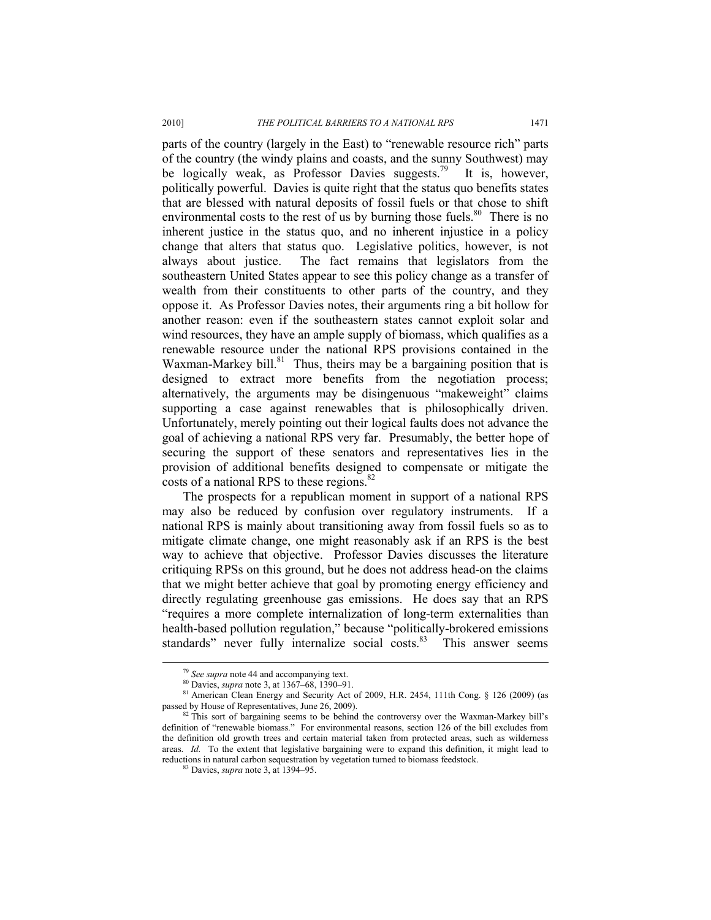parts of the country (largely in the East) to "renewable resource rich" parts of the country (the windy plains and coasts, and the sunny Southwest) may be logically weak, as Professor Davies suggests.[79] It is, however, politically powerful. Davies is quite right that the status quo benefits states that are blessed with natural deposits of fossil fuels or that chose to shift environmental costs to the rest of us by burning those fuels.[80] There is no inherent justice in the status quo, and no inherent injustice in a policy change that alters that status quo. Legislative politics, however, is not always about justice. The fact remains that legislators from the southeastern United States appear to see this policy change as a transfer of wealth from their constituents to other parts of the country, and they oppose it. As Professor Davies notes, their arguments ring a bit hollow for another reason: even if the southeastern states cannot exploit solar and wind resources, they have an ample supply of biomass, which qualifies as a renewable resource under the national RPS provisions contained in the Waxman-Markey bill.[81] Thus, theirs may be a bargaining position that is designed to extract more benefits from the negotiation process; alternatively, the arguments may be disingenuous "makeweight" claims supporting a case against renewables that is philosophically driven. Unfortunately, merely pointing out their logical faults does not advance the goal of achieving a national RPS very far. Presumably, the better hope of securing the support of these senators and representatives lies in the provision of additional benefits designed to compensate or mitigate the costs of a national RPS to these regions.[82]

The prospects for a republican moment in support of a national RPS may also be reduced by confusion over regulatory instruments. If a national RPS is mainly about transitioning away from fossil fuels so as to mitigate climate change, one might reasonably ask if an RPS is the best way to achieve that objective. Professor Davies discusses the literature critiquing RPSs on this ground, but he does not address head-on the claims that we might better achieve that goal by promoting energy efficiency and directly regulating greenhouse gas emissions. He does say that an RPS "requires a more complete internalization of long-term externalities than health-based pollution regulation," because "politically-brokered emissions standards" never fully internalize social costs.[83] This answer seems

---

[79] *See supra* note 44 and accompanying text.

[80] Davies, *supra* note 3, at 1367–68, 1390–91.

[81] American Clean Energy and Security Act of 2009, H.R. 2454, 111th Cong. § 126 (2009) (as passed by House of Representatives, June 26, 2009).

[82] This sort of bargaining seems to be behind the controversy over the Waxman-Markey bill's definition of "renewable biomass." For environmental reasons, section 126 of the bill excludes from the definition old growth trees and certain material taken from protected areas, such as wilderness areas. *Id.* To the extent that legislative bargaining were to expand this definition, it might lead to reductions in natural carbon sequestration by vegetation turned to biomass feedstock.

[83] Davies, *supra* note 3, at 1394–95.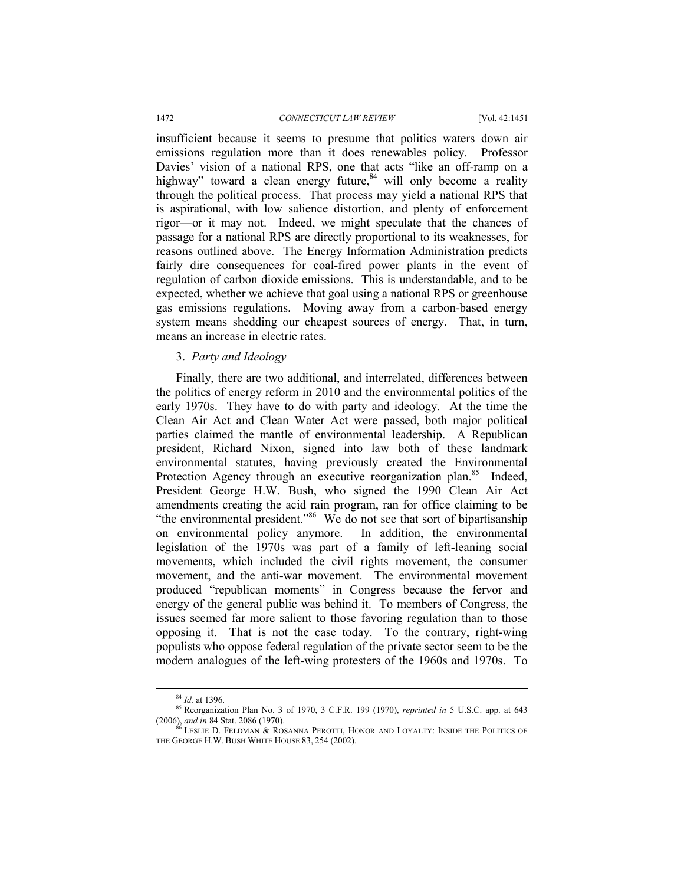insufficient because it seems to presume that politics waters down air emissions regulation more than it does renewables policy. Professor Davies' vision of a national RPS, one that acts "like an off-ramp on a highway" toward a clean energy future,[84] will only become a reality through the political process. That process may yield a national RPS that is aspirational, with low salience distortion, and plenty of enforcement rigor—or it may not. Indeed, we might speculate that the chances of passage for a national RPS are directly proportional to its weaknesses, for reasons outlined above. The Energy Information Administration predicts fairly dire consequences for coal-fired power plants in the event of regulation of carbon dioxide emissions. This is understandable, and to be expected, whether we achieve that goal using a national RPS or greenhouse gas emissions regulations. Moving away from a carbon-based energy system means shedding our cheapest sources of energy. That, in turn, means an increase in electric rates.

### 3. *Party and Ideology*

Finally, there are two additional, and interrelated, differences between the politics of energy reform in 2010 and the environmental politics of the early 1970s. They have to do with party and ideology. At the time the Clean Air Act and Clean Water Act were passed, both major political parties claimed the mantle of environmental leadership. A Republican president, Richard Nixon, signed into law both of these landmark environmental statutes, having previously created the Environmental Protection Agency through an executive reorganization plan.[85] Indeed, President George H.W. Bush, who signed the 1990 Clean Air Act amendments creating the acid rain program, ran for office claiming to be "the environmental president."[86] We do not see that sort of bipartisanship on environmental policy anymore. In addition, the environmental legislation of the 1970s was part of a family of left-leaning social movements, which included the civil rights movement, the consumer movement, and the anti-war movement. The environmental movement produced "republican moments" in Congress because the fervor and energy of the general public was behind it. To members of Congress, the issues seemed far more salient to those favoring regulation than to those opposing it. That is not the case today. To the contrary, right-wing populists who oppose federal regulation of the private sector seem to be the modern analogues of the left-wing protesters of the 1960s and 1970s. To

---

[84] *Id.* at 1396.

[85] Reorganization Plan No. 3 of 1970, 3 C.F.R. 199 (1970), *reprinted in* 5 U.S.C. app. at 643 (2006), *and in* 84 Stat. 2086 (1970).

[86] LESLIE D. FELDMAN & ROSANNA PEROTTI, HONOR AND LOYALTY: INSIDE THE POLITICS OF THE GEORGE H.W. BUSH WHITE HOUSE 83, 254 (2002).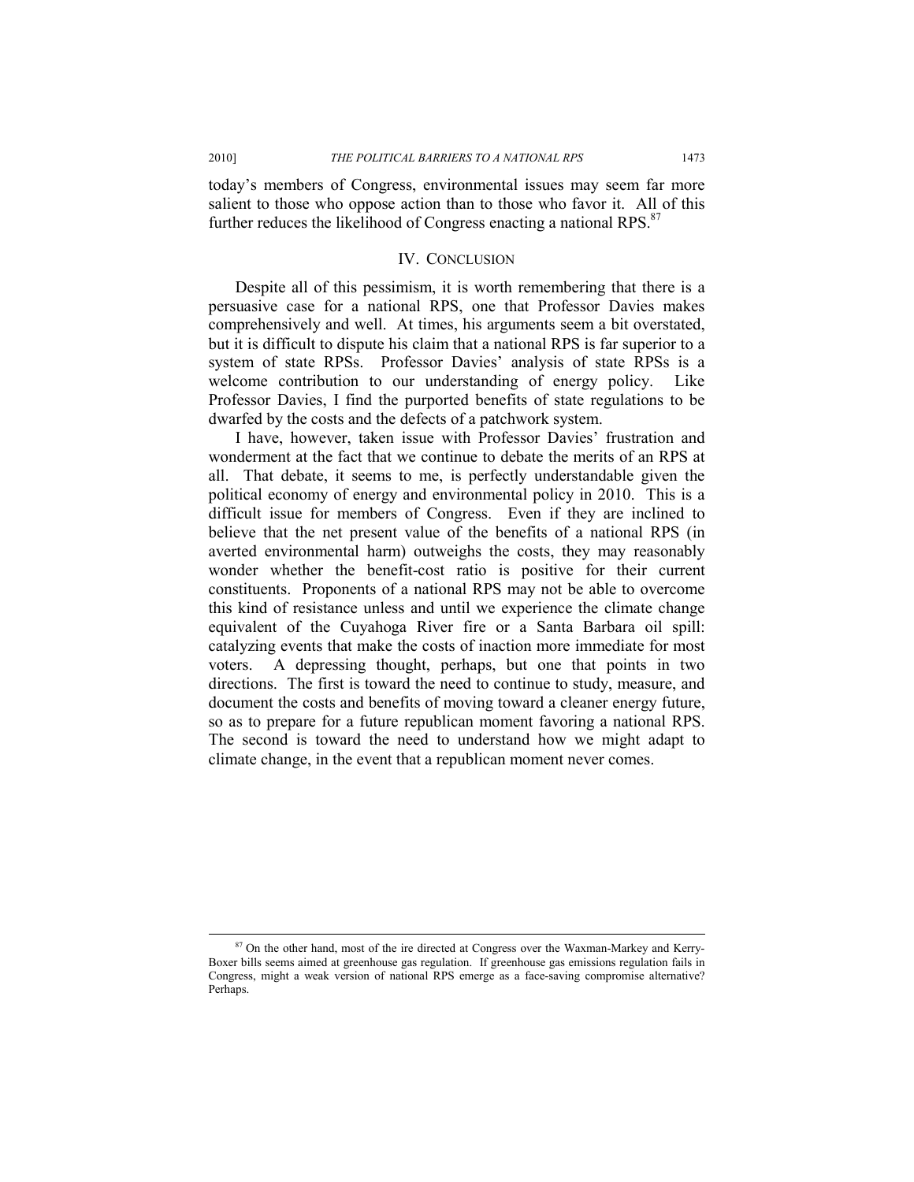today's members of Congress, environmental issues may seem far more salient to those who oppose action than to those who favor it. All of this further reduces the likelihood of Congress enacting a national RPS.[87]

## IV. CONCLUSION

Despite all of this pessimism, it is worth remembering that there is a persuasive case for a national RPS, one that Professor Davies makes comprehensively and well. At times, his arguments seem a bit overstated, but it is difficult to dispute his claim that a national RPS is far superior to a system of state RPSs. Professor Davies' analysis of state RPSs is a welcome contribution to our understanding of energy policy. Like Professor Davies, I find the purported benefits of state regulations to be dwarfed by the costs and the defects of a patchwork system.

I have, however, taken issue with Professor Davies' frustration and wonderment at the fact that we continue to debate the merits of an RPS at all. That debate, it seems to me, is perfectly understandable given the political economy of energy and environmental policy in 2010. This is a difficult issue for members of Congress. Even if they are inclined to believe that the net present value of the benefits of a national RPS (in averted environmental harm) outweighs the costs, they may reasonably wonder whether the benefit-cost ratio is positive for their current constituents. Proponents of a national RPS may not be able to overcome this kind of resistance unless and until we experience the climate change equivalent of the Cuyahoga River fire or a Santa Barbara oil spill: catalyzing events that make the costs of inaction more immediate for most voters. A depressing thought, perhaps, but one that points in two directions. The first is toward the need to continue to study, measure, and document the costs and benefits of moving toward a cleaner energy future, so as to prepare for a future republican moment favoring a national RPS. The second is toward the need to understand how we might adapt to climate change, in the event that a republican moment never comes.

---

[87] On the other hand, most of the ire directed at Congress over the Waxman-Markey and Kerry-Boxer bills seems aimed at greenhouse gas regulation. If greenhouse gas emissions regulation fails in Congress, might a weak version of national RPS emerge as a face-saving compromise alternative? Perhaps.